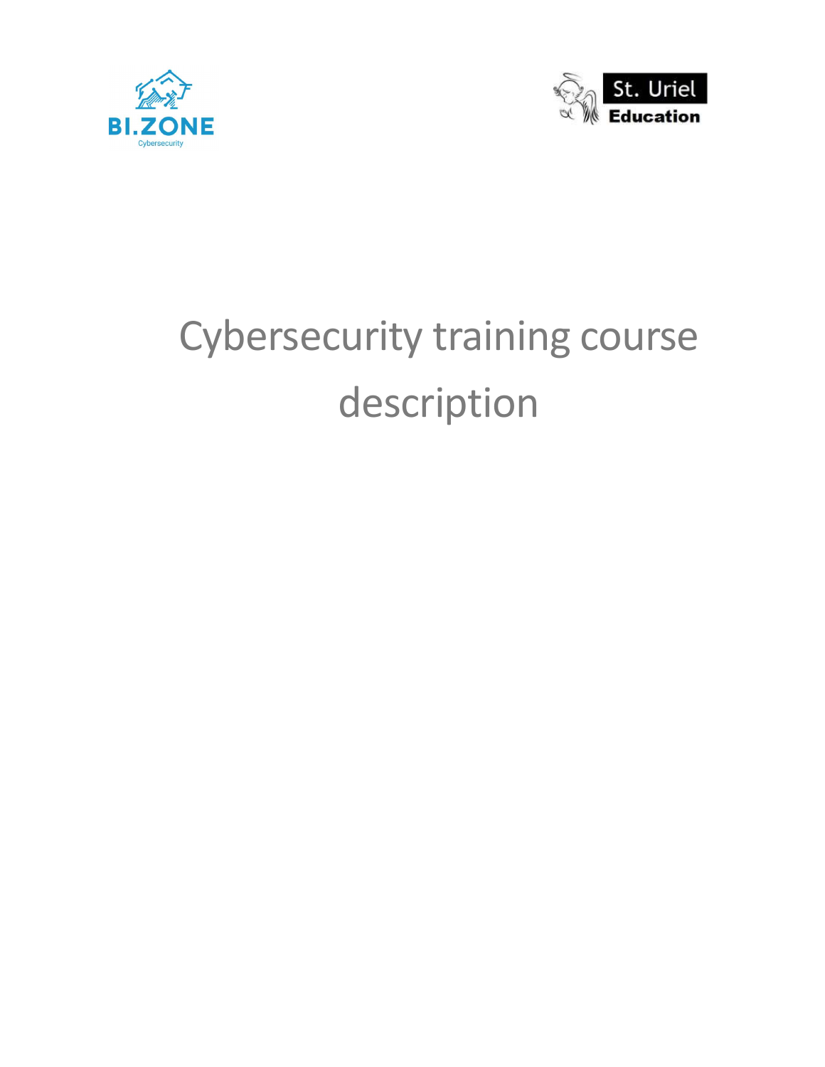BI.ZONE
Cybersecurity

St. Uriel
Education

# Cybersecurity training course description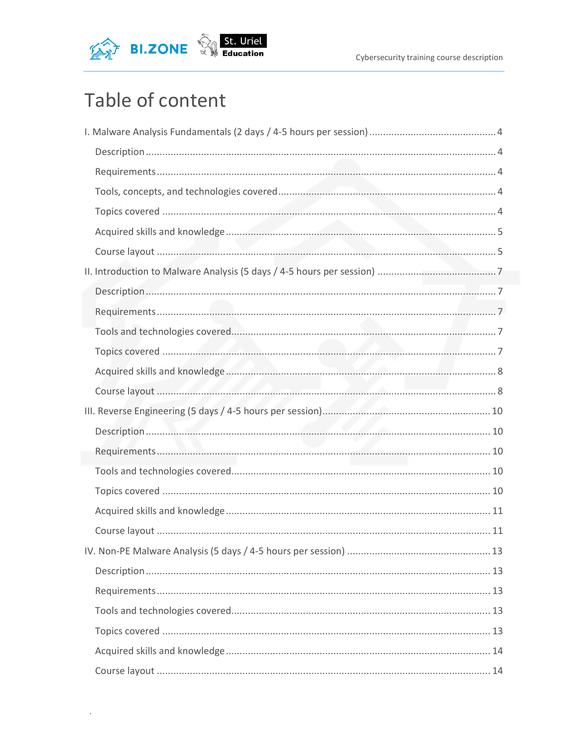# Table of content

I. Malware Analysis Fundamentals (2 days / 4-5 hours per session) ........ 4

- Description ........ 4
- Requirements ........ 4
- Tools, concepts, and technologies covered ........ 4
- Topics covered ........ 4
- Acquired skills and knowledge ........ 5
- Course layout ........ 5

II. Introduction to Malware Analysis (5 days / 4-5 hours per session) ........ 7

- Description ........ 7
- Requirements ........ 7
- Tools and technologies covered ........ 7
- Topics covered ........ 7
- Acquired skills and knowledge ........ 8
- Course layout ........ 8

III. Reverse Engineering (5 days / 4-5 hours per session) ........ 10

- Description ........ 10
- Requirements ........ 10
- Tools and technologies covered ........ 10
- Topics covered ........ 10
- Acquired skills and knowledge ........ 11
- Course layout ........ 11

IV. Non-PE Malware Analysis (5 days / 4-5 hours per session) ........ 13

- Description ........ 13
- Requirements ........ 13
- Tools and technologies covered ........ 13
- Topics covered ........ 13
- Acquired skills and knowledge ........ 14
- Course layout ........ 14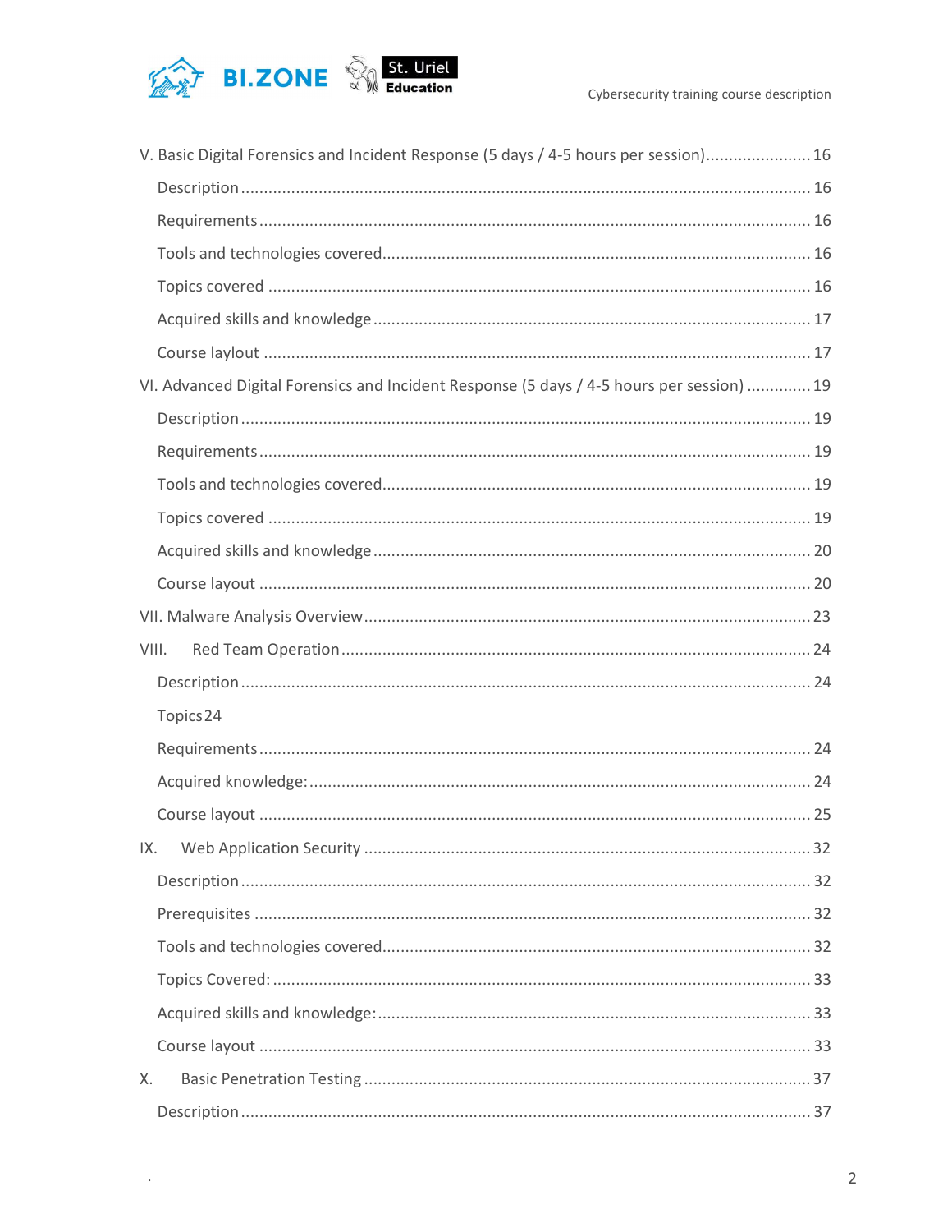V. Basic Digital Forensics and Incident Response (5 days / 4-5 hours per session)....................... 16

Description .......................................................................................................... 16

Requirements ....................................................................................................... 16

Tools and technologies covered........................................................................... 16

Topics covered .................................................................................................... 16

Acquired skills and knowledge ............................................................................. 17

Course laylout ..................................................................................................... 17

VI. Advanced Digital Forensics and Incident Response (5 days / 4-5 hours per session) ............. 19

Description .......................................................................................................... 19

Requirements ....................................................................................................... 19

Tools and technologies covered........................................................................... 19

Topics covered .................................................................................................... 19

Acquired skills and knowledge ............................................................................. 20

Course layout ...................................................................................................... 20

VII. Malware Analysis Overview................................................................................ 23

VIII. Red Team Operation ....................................................................................... 24

Description .......................................................................................................... 24

Topics 24

Requirements ....................................................................................................... 24

Acquired knowledge: ........................................................................................... 24

Course layout ...................................................................................................... 25

IX. Web Application Security ................................................................................. 32

Description .......................................................................................................... 32

Prerequisites ....................................................................................................... 32

Tools and technologies covered........................................................................... 32

Topics Covered: ................................................................................................... 33

Acquired skills and knowledge: ............................................................................ 33

Course layout ...................................................................................................... 33

X. Basic Penetration Testing .................................................................................. 37

Description .......................................................................................................... 37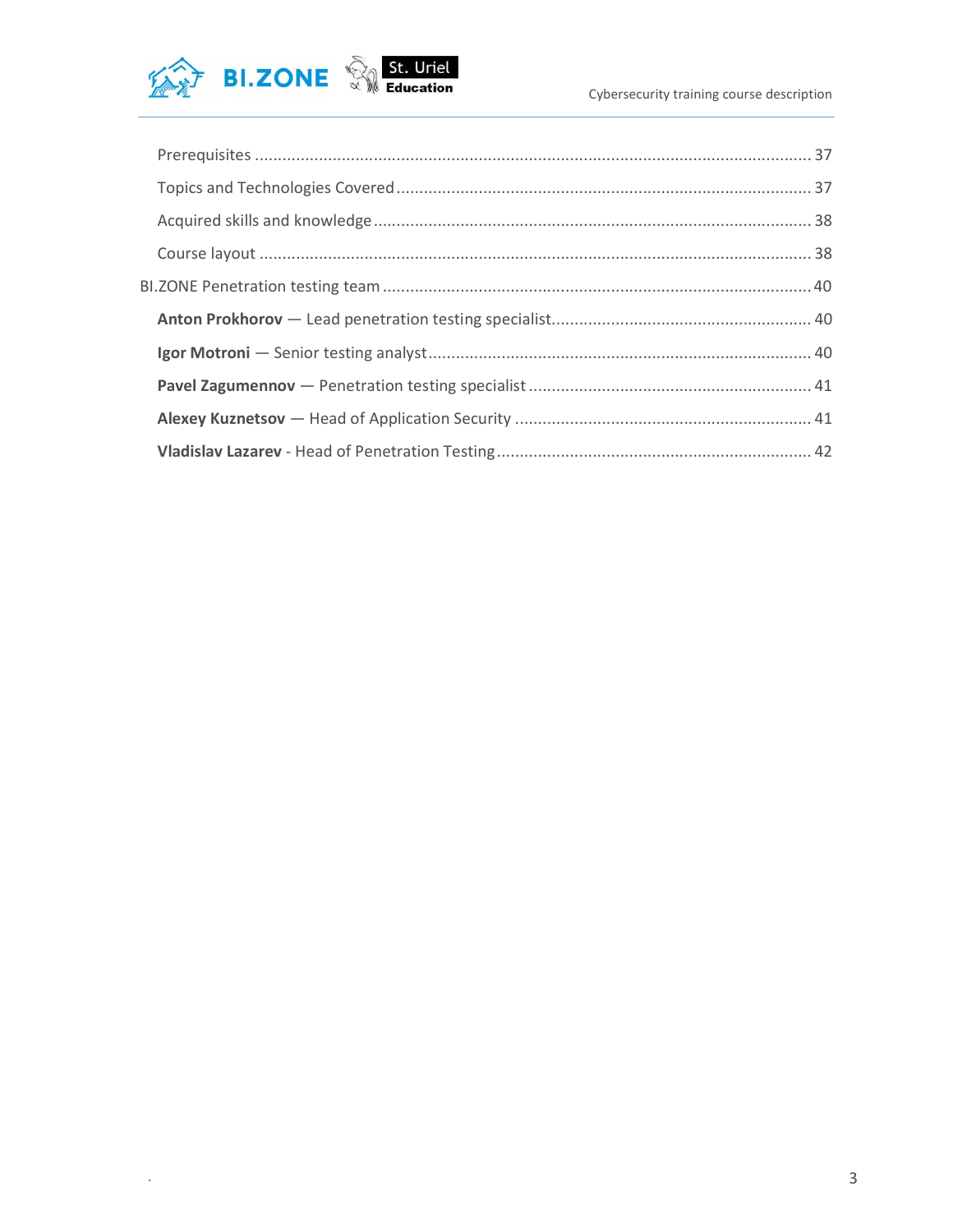Prerequisites ..... 37

Topics and Technologies Covered ..... 37

Acquired skills and knowledge ..... 38

Course layout ..... 38

BI.ZONE Penetration testing team ..... 40

**Anton Prokhorov** — Lead penetration testing specialist ..... 40

**Igor Motroni** — Senior testing analyst ..... 40

**Pavel Zagumennov** — Penetration testing specialist ..... 41

**Alexey Kuznetsov** — Head of Application Security ..... 41

**Vladislav Lazarev** - Head of Penetration Testing ..... 42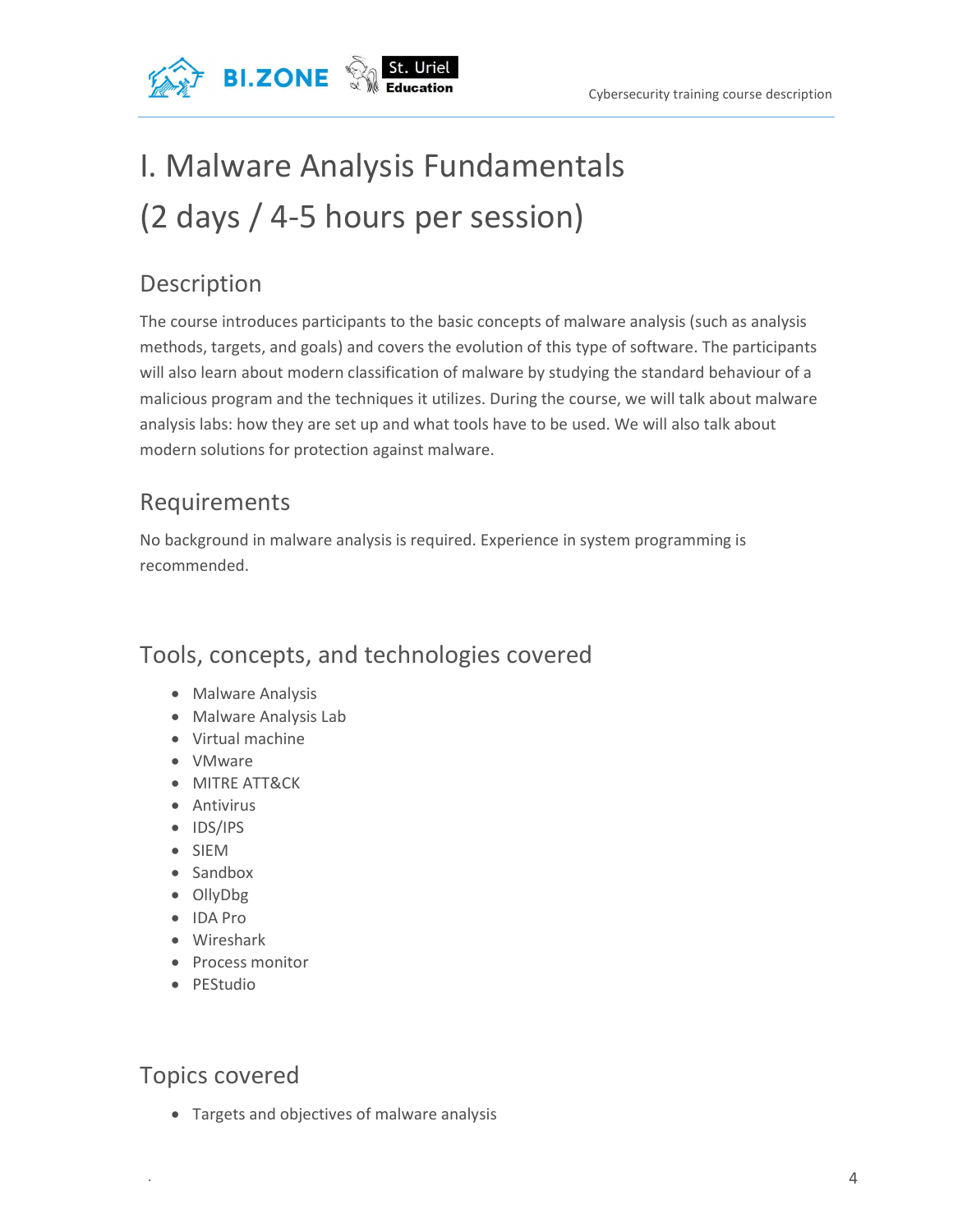# I. Malware Analysis Fundamentals (2 days / 4-5 hours per session)

## Description

The course introduces participants to the basic concepts of malware analysis (such as analysis methods, targets, and goals) and covers the evolution of this type of software. The participants will also learn about modern classification of malware by studying the standard behaviour of a malicious program and the techniques it utilizes. During the course, we will talk about malware analysis labs: how they are set up and what tools have to be used. We will also talk about modern solutions for protection against malware.

## Requirements

No background in malware analysis is required. Experience in system programming is recommended.

## Tools, concepts, and technologies covered

- Malware Analysis
- Malware Analysis Lab
- Virtual machine
- VMware
- MITRE ATT&CK
- Antivirus
- IDS/IPS
- SIEM
- Sandbox
- OllyDbg
- IDA Pro
- Wireshark
- Process monitor
- PEStudio

## Topics covered

- Targets and objectives of malware analysis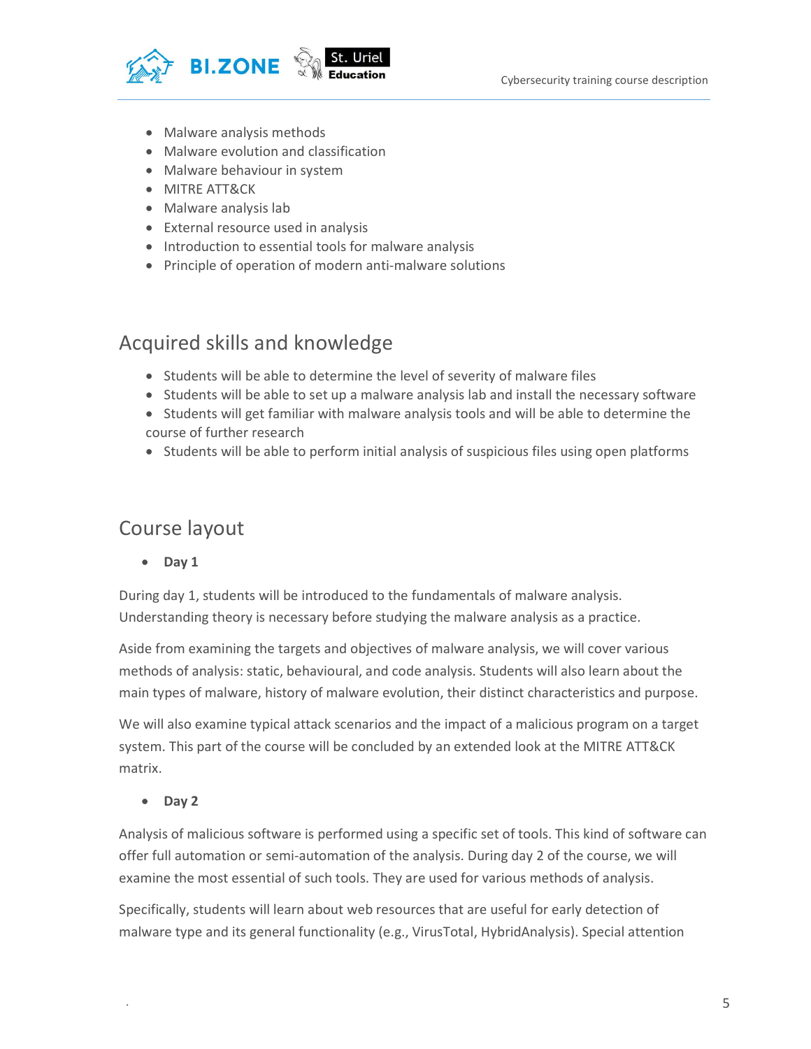- Malware analysis methods
- Malware evolution and classification
- Malware behaviour in system
- MITRE ATT&CK
- Malware analysis lab
- External resource used in analysis
- Introduction to essential tools for malware analysis
- Principle of operation of modern anti-malware solutions

## Acquired skills and knowledge

- Students will be able to determine the level of severity of malware files
- Students will be able to set up a malware analysis lab and install the necessary software
- Students will get familiar with malware analysis tools and will be able to determine the course of further research
- Students will be able to perform initial analysis of suspicious files using open platforms

## Course layout

- **Day 1**

During day 1, students will be introduced to the fundamentals of malware analysis. Understanding theory is necessary before studying the malware analysis as a practice.

Aside from examining the targets and objectives of malware analysis, we will cover various methods of analysis: static, behavioural, and code analysis. Students will also learn about the main types of malware, history of malware evolution, their distinct characteristics and purpose.

We will also examine typical attack scenarios and the impact of a malicious program on a target system. This part of the course will be concluded by an extended look at the MITRE ATT&CK matrix.

- **Day 2**

Analysis of malicious software is performed using a specific set of tools. This kind of software can offer full automation or semi-automation of the analysis. During day 2 of the course, we will examine the most essential of such tools. They are used for various methods of analysis.

Specifically, students will learn about web resources that are useful for early detection of malware type and its general functionality (e.g., VirusTotal, HybridAnalysis). Special attention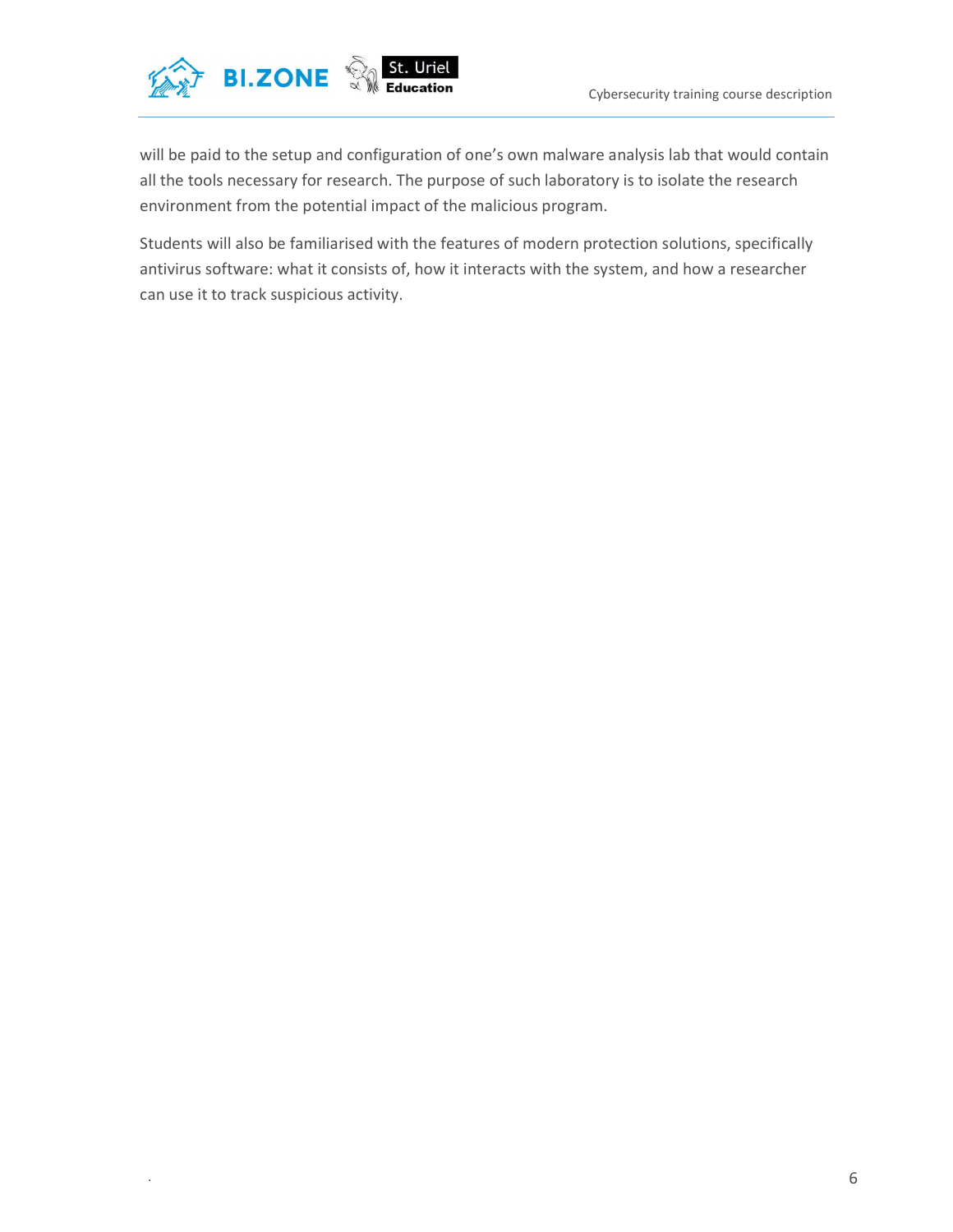will be paid to the setup and configuration of one's own malware analysis lab that would contain all the tools necessary for research. The purpose of such laboratory is to isolate the research environment from the potential impact of the malicious program.

Students will also be familiarised with the features of modern protection solutions, specifically antivirus software: what it consists of, how it interacts with the system, and how a researcher can use it to track suspicious activity.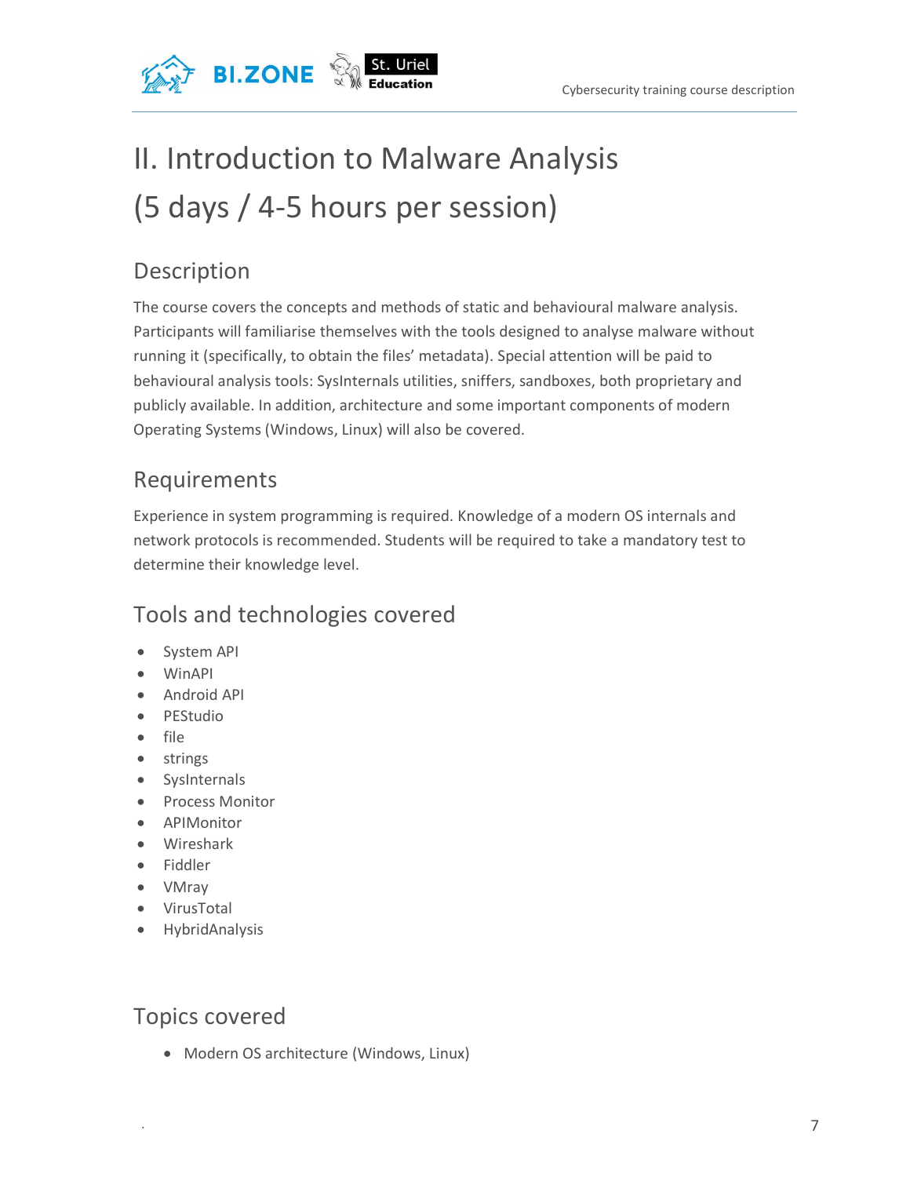# II. Introduction to Malware Analysis (5 days / 4-5 hours per session)

## Description

The course covers the concepts and methods of static and behavioural malware analysis. Participants will familiarise themselves with the tools designed to analyse malware without running it (specifically, to obtain the files' metadata). Special attention will be paid to behavioural analysis tools: SysInternals utilities, sniffers, sandboxes, both proprietary and publicly available. In addition, architecture and some important components of modern Operating Systems (Windows, Linux) will also be covered.

## Requirements

Experience in system programming is required. Knowledge of a modern OS internals and network protocols is recommended. Students will be required to take a mandatory test to determine their knowledge level.

## Tools and technologies covered

- System API
- WinAPI
- Android API
- PEStudio
- file
- strings
- SysInternals
- Process Monitor
- APIMonitor
- Wireshark
- Fiddler
- VMray
- VirusTotal
- HybridAnalysis

## Topics covered

- Modern OS architecture (Windows, Linux)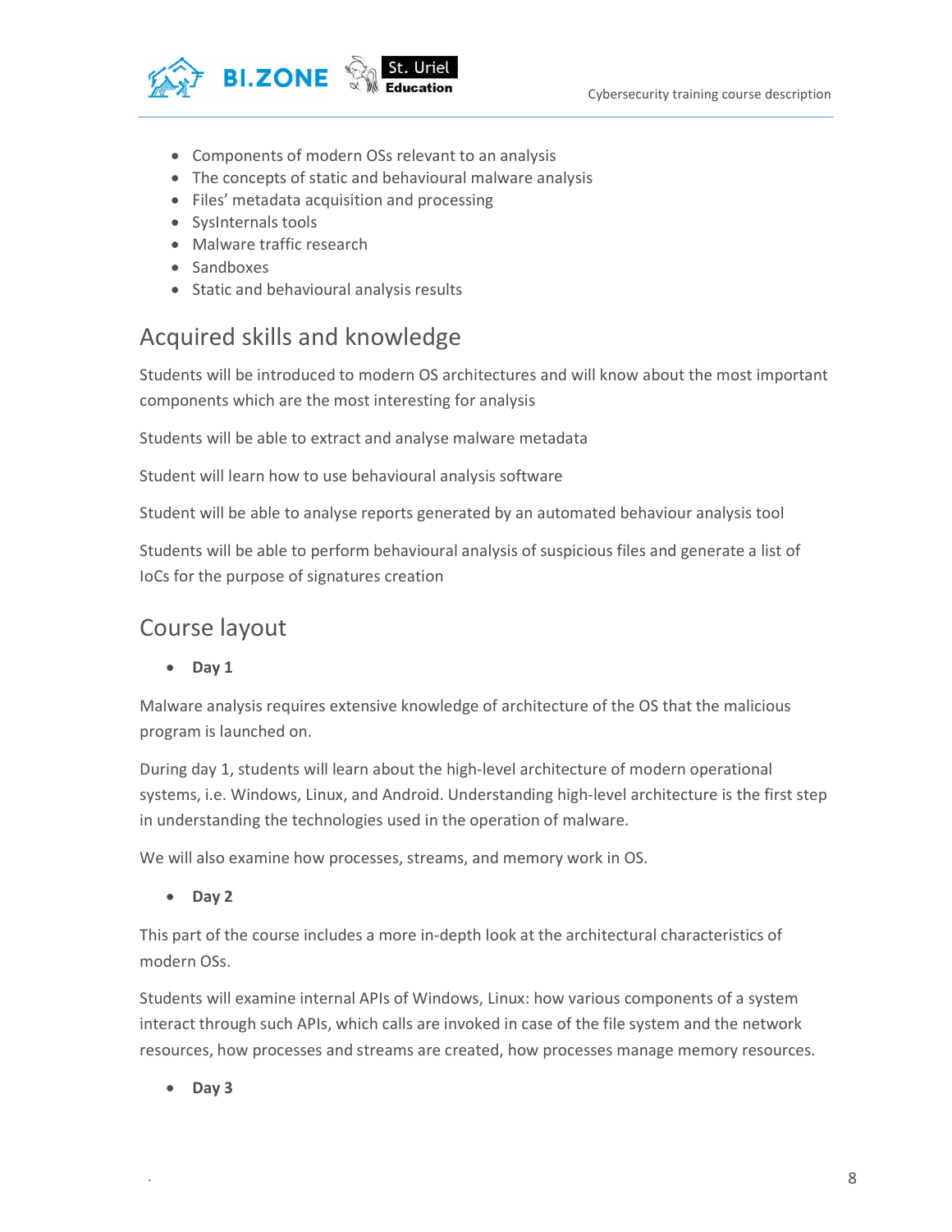- Components of modern OSs relevant to an analysis
- The concepts of static and behavioural malware analysis
- Files' metadata acquisition and processing
- SysInternals tools
- Malware traffic research
- Sandboxes
- Static and behavioural analysis results

## Acquired skills and knowledge

Students will be introduced to modern OS architectures and will know about the most important components which are the most interesting for analysis

Students will be able to extract and analyse malware metadata

Student will learn how to use behavioural analysis software

Student will be able to analyse reports generated by an automated behaviour analysis tool

Students will be able to perform behavioural analysis of suspicious files and generate a list of IoCs for the purpose of signatures creation

## Course layout

- **Day 1**

Malware analysis requires extensive knowledge of architecture of the OS that the malicious program is launched on.

During day 1, students will learn about the high-level architecture of modern operational systems, i.e. Windows, Linux, and Android. Understanding high-level architecture is the first step in understanding the technologies used in the operation of malware.

We will also examine how processes, streams, and memory work in OS.

- **Day 2**

This part of the course includes a more in-depth look at the architectural characteristics of modern OSs.

Students will examine internal APIs of Windows, Linux: how various components of a system interact through such APIs, which calls are invoked in case of the file system and the network resources, how processes and streams are created, how processes manage memory resources.

- **Day 3**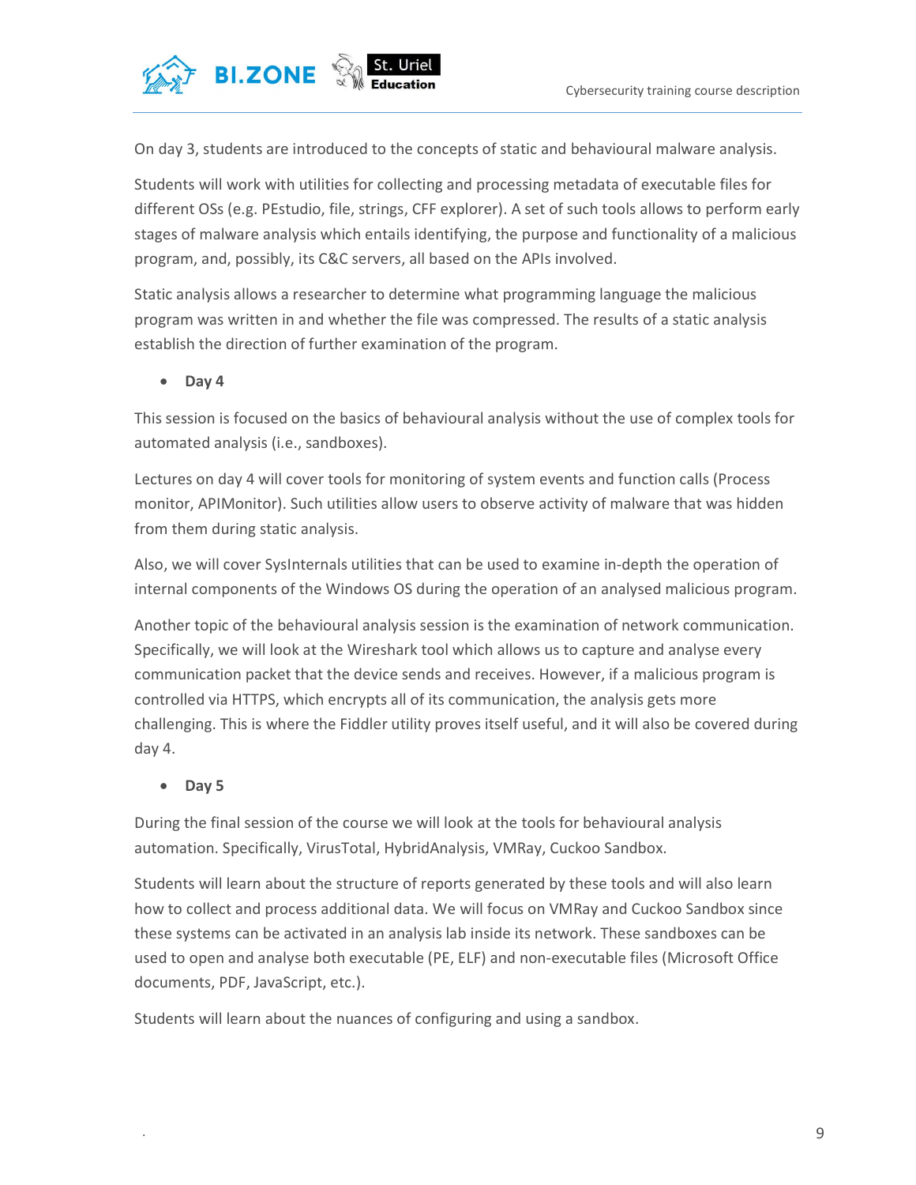On day 3, students are introduced to the concepts of static and behavioural malware analysis.

Students will work with utilities for collecting and processing metadata of executable files for different OSs (e.g. PEstudio, file, strings, CFF explorer). A set of such tools allows to perform early stages of malware analysis which entails identifying, the purpose and functionality of a malicious program, and, possibly, its C&C servers, all based on the APIs involved.

Static analysis allows a researcher to determine what programming language the malicious program was written in and whether the file was compressed. The results of a static analysis establish the direction of further examination of the program.

- **Day 4**

This session is focused on the basics of behavioural analysis without the use of complex tools for automated analysis (i.e., sandboxes).

Lectures on day 4 will cover tools for monitoring of system events and function calls (Process monitor, APIMonitor). Such utilities allow users to observe activity of malware that was hidden from them during static analysis.

Also, we will cover SysInternals utilities that can be used to examine in-depth the operation of internal components of the Windows OS during the operation of an analysed malicious program.

Another topic of the behavioural analysis session is the examination of network communication. Specifically, we will look at the Wireshark tool which allows us to capture and analyse every communication packet that the device sends and receives. However, if a malicious program is controlled via HTTPS, which encrypts all of its communication, the analysis gets more challenging. This is where the Fiddler utility proves itself useful, and it will also be covered during day 4.

- **Day 5**

During the final session of the course we will look at the tools for behavioural analysis automation. Specifically, VirusTotal, HybridAnalysis, VMRay, Cuckoo Sandbox.

Students will learn about the structure of reports generated by these tools and will also learn how to collect and process additional data. We will focus on VMRay and Cuckoo Sandbox since these systems can be activated in an analysis lab inside its network. These sandboxes can be used to open and analyse both executable (PE, ELF) and non-executable files (Microsoft Office documents, PDF, JavaScript, etc.).

Students will learn about the nuances of configuring and using a sandbox.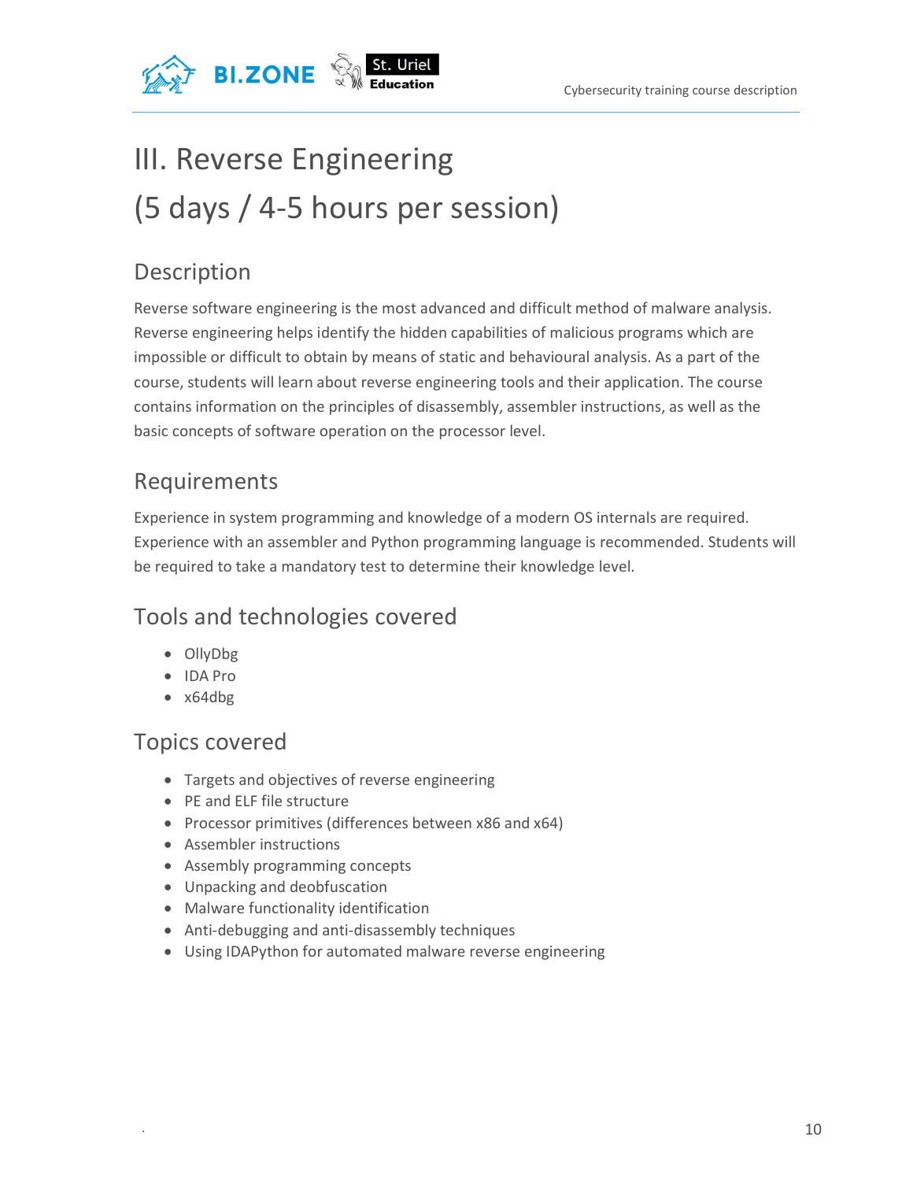# III. Reverse Engineering (5 days / 4-5 hours per session)

## Description

Reverse software engineering is the most advanced and difficult method of malware analysis. Reverse engineering helps identify the hidden capabilities of malicious programs which are impossible or difficult to obtain by means of static and behavioural analysis. As a part of the course, students will learn about reverse engineering tools and their application. The course contains information on the principles of disassembly, assembler instructions, as well as the basic concepts of software operation on the processor level.

## Requirements

Experience in system programming and knowledge of a modern OS internals are required. Experience with an assembler and Python programming language is recommended. Students will be required to take a mandatory test to determine their knowledge level.

## Tools and technologies covered

- OllyDbg
- IDA Pro
- x64dbg

## Topics covered

- Targets and objectives of reverse engineering
- PE and ELF file structure
- Processor primitives (differences between x86 and x64)
- Assembler instructions
- Assembly programming concepts
- Unpacking and deobfuscation
- Malware functionality identification
- Anti-debugging and anti-disassembly techniques
- Using IDAPython for automated malware reverse engineering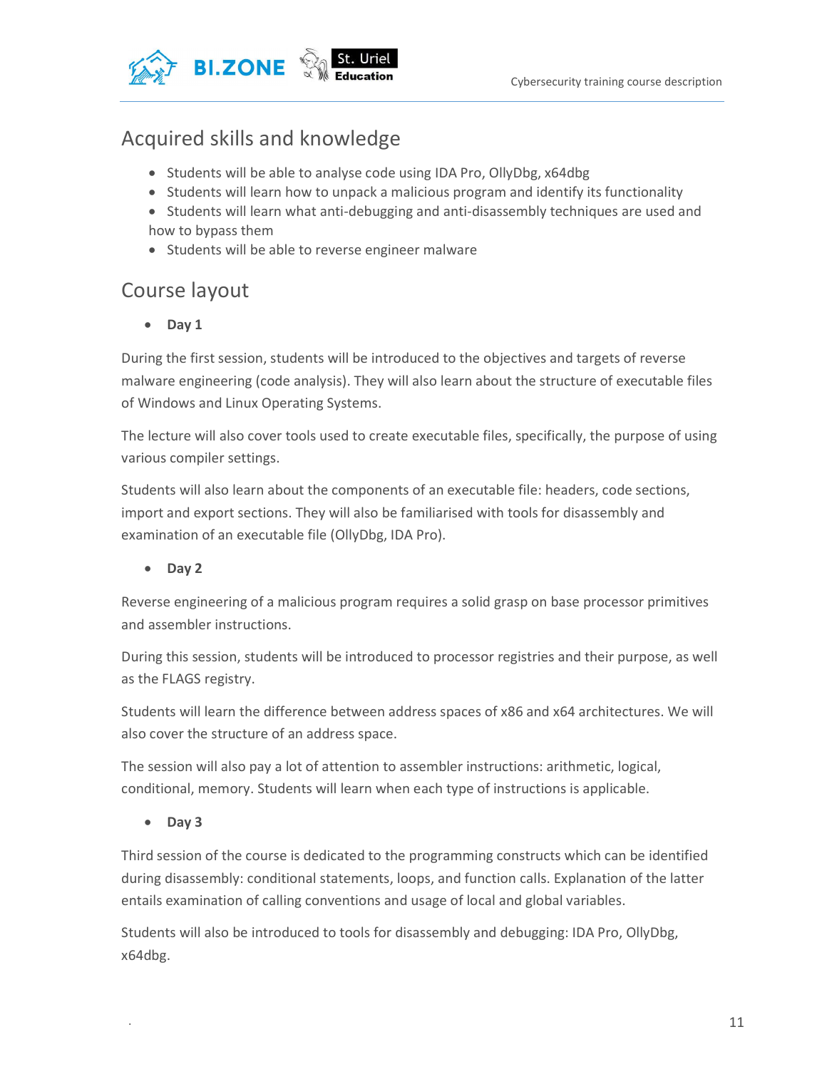## Acquired skills and knowledge

- Students will be able to analyse code using IDA Pro, OllyDbg, x64dbg
- Students will learn how to unpack a malicious program and identify its functionality
- Students will learn what anti-debugging and anti-disassembly techniques are used and how to bypass them
- Students will be able to reverse engineer malware

## Course layout

- **Day 1**

During the first session, students will be introduced to the objectives and targets of reverse malware engineering (code analysis). They will also learn about the structure of executable files of Windows and Linux Operating Systems.

The lecture will also cover tools used to create executable files, specifically, the purpose of using various compiler settings.

Students will also learn about the components of an executable file: headers, code sections, import and export sections. They will also be familiarised with tools for disassembly and examination of an executable file (OllyDbg, IDA Pro).

- **Day 2**

Reverse engineering of a malicious program requires a solid grasp on base processor primitives and assembler instructions.

During this session, students will be introduced to processor registries and their purpose, as well as the FLAGS registry.

Students will learn the difference between address spaces of x86 and x64 architectures. We will also cover the structure of an address space.

The session will also pay a lot of attention to assembler instructions: arithmetic, logical, conditional, memory. Students will learn when each type of instructions is applicable.

- **Day 3**

Third session of the course is dedicated to the programming constructs which can be identified during disassembly: conditional statements, loops, and function calls. Explanation of the latter entails examination of calling conventions and usage of local and global variables.

Students will also be introduced to tools for disassembly and debugging: IDA Pro, OllyDbg, x64dbg.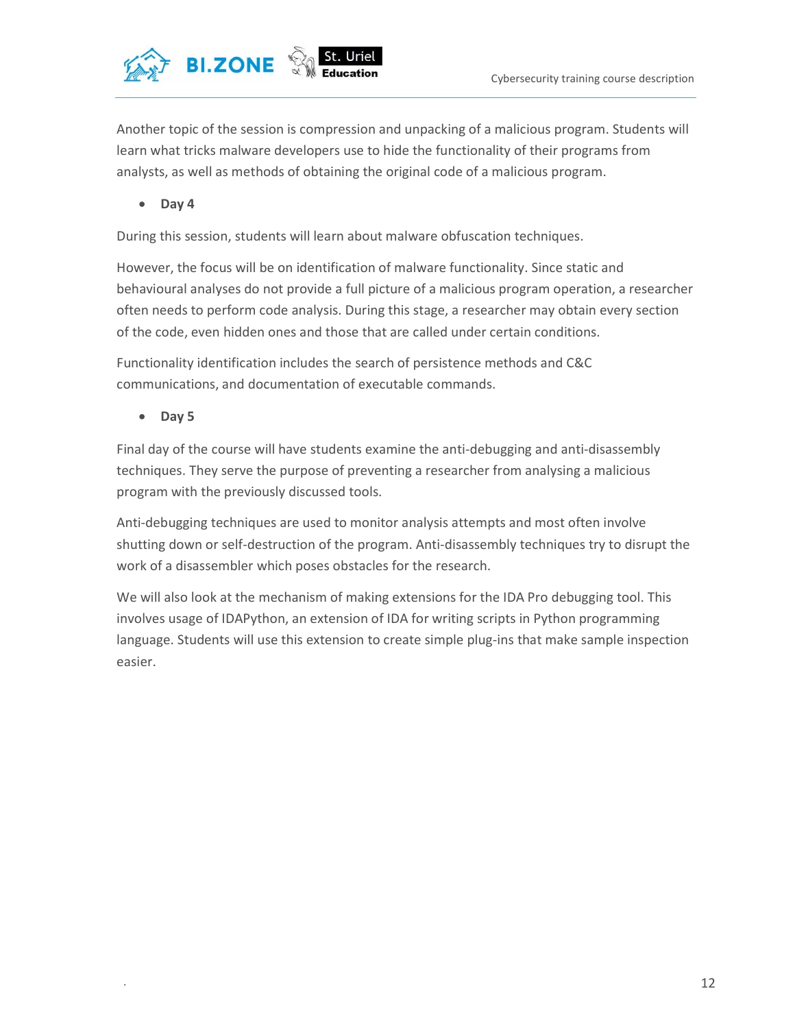Another topic of the session is compression and unpacking of a malicious program. Students will learn what tricks malware developers use to hide the functionality of their programs from analysts, as well as methods of obtaining the original code of a malicious program.

- **Day 4**

During this session, students will learn about malware obfuscation techniques.

However, the focus will be on identification of malware functionality. Since static and behavioural analyses do not provide a full picture of a malicious program operation, a researcher often needs to perform code analysis. During this stage, a researcher may obtain every section of the code, even hidden ones and those that are called under certain conditions.

Functionality identification includes the search of persistence methods and C&C communications, and documentation of executable commands.

- **Day 5**

Final day of the course will have students examine the anti-debugging and anti-disassembly techniques. They serve the purpose of preventing a researcher from analysing a malicious program with the previously discussed tools.

Anti-debugging techniques are used to monitor analysis attempts and most often involve shutting down or self-destruction of the program. Anti-disassembly techniques try to disrupt the work of a disassembler which poses obstacles for the research.

We will also look at the mechanism of making extensions for the IDA Pro debugging tool. This involves usage of IDAPython, an extension of IDA for writing scripts in Python programming language. Students will use this extension to create simple plug-ins that make sample inspection easier.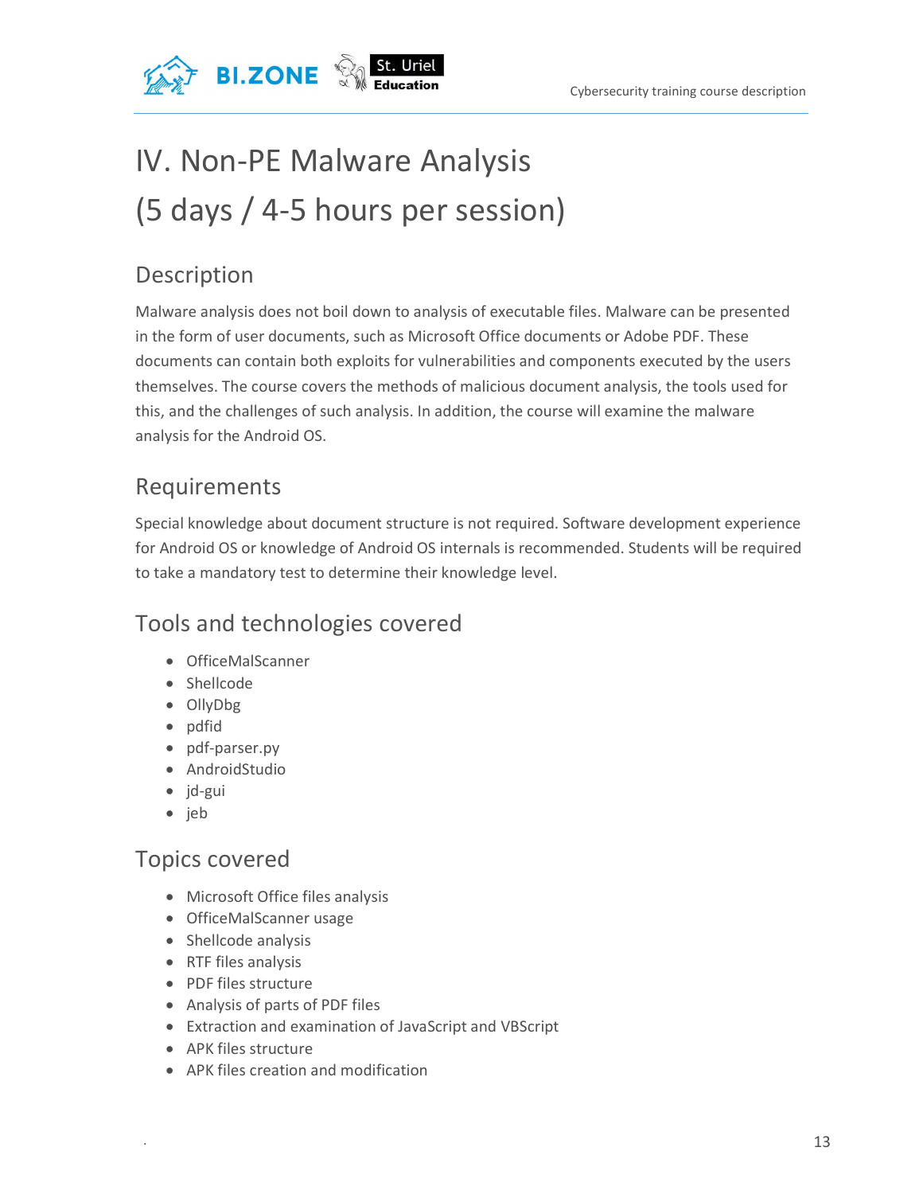# IV. Non-PE Malware Analysis (5 days / 4-5 hours per session)

## Description

Malware analysis does not boil down to analysis of executable files. Malware can be presented in the form of user documents, such as Microsoft Office documents or Adobe PDF. These documents can contain both exploits for vulnerabilities and components executed by the users themselves. The course covers the methods of malicious document analysis, the tools used for this, and the challenges of such analysis. In addition, the course will examine the malware analysis for the Android OS.

## Requirements

Special knowledge about document structure is not required. Software development experience for Android OS or knowledge of Android OS internals is recommended. Students will be required to take a mandatory test to determine their knowledge level.

## Tools and technologies covered

- OfficeMalScanner
- Shellcode
- OllyDbg
- pdfid
- pdf-parser.py
- AndroidStudio
- jd-gui
- jeb

## Topics covered

- Microsoft Office files analysis
- OfficeMalScanner usage
- Shellcode analysis
- RTF files analysis
- PDF files structure
- Analysis of parts of PDF files
- Extraction and examination of JavaScript and VBScript
- APK files structure
- APK files creation and modification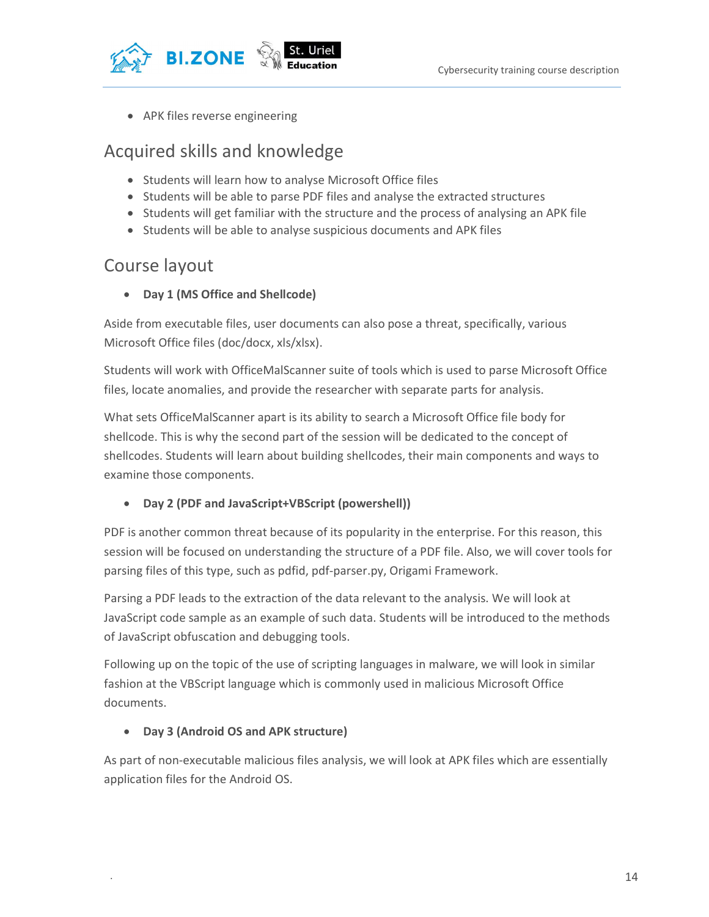- APK files reverse engineering

## Acquired skills and knowledge

- Students will learn how to analyse Microsoft Office files
- Students will be able to parse PDF files and analyse the extracted structures
- Students will get familiar with the structure and the process of analysing an APK file
- Students will be able to analyse suspicious documents and APK files

## Course layout

- **Day 1 (MS Office and Shellcode)**

Aside from executable files, user documents can also pose a threat, specifically, various Microsoft Office files (doc/docx, xls/xlsx).

Students will work with OfficeMalScanner suite of tools which is used to parse Microsoft Office files, locate anomalies, and provide the researcher with separate parts for analysis.

What sets OfficeMalScanner apart is its ability to search a Microsoft Office file body for shellcode. This is why the second part of the session will be dedicated to the concept of shellcodes. Students will learn about building shellcodes, their main components and ways to examine those components.

- **Day 2 (PDF and JavaScript+VBScript (powershell))**

PDF is another common threat because of its popularity in the enterprise. For this reason, this session will be focused on understanding the structure of a PDF file. Also, we will cover tools for parsing files of this type, such as pdfid, pdf-parser.py, Origami Framework.

Parsing a PDF leads to the extraction of the data relevant to the analysis. We will look at JavaScript code sample as an example of such data. Students will be introduced to the methods of JavaScript obfuscation and debugging tools.

Following up on the topic of the use of scripting languages in malware, we will look in similar fashion at the VBScript language which is commonly used in malicious Microsoft Office documents.

- **Day 3 (Android OS and APK structure)**

As part of non-executable malicious files analysis, we will look at APK files which are essentially application files for the Android OS.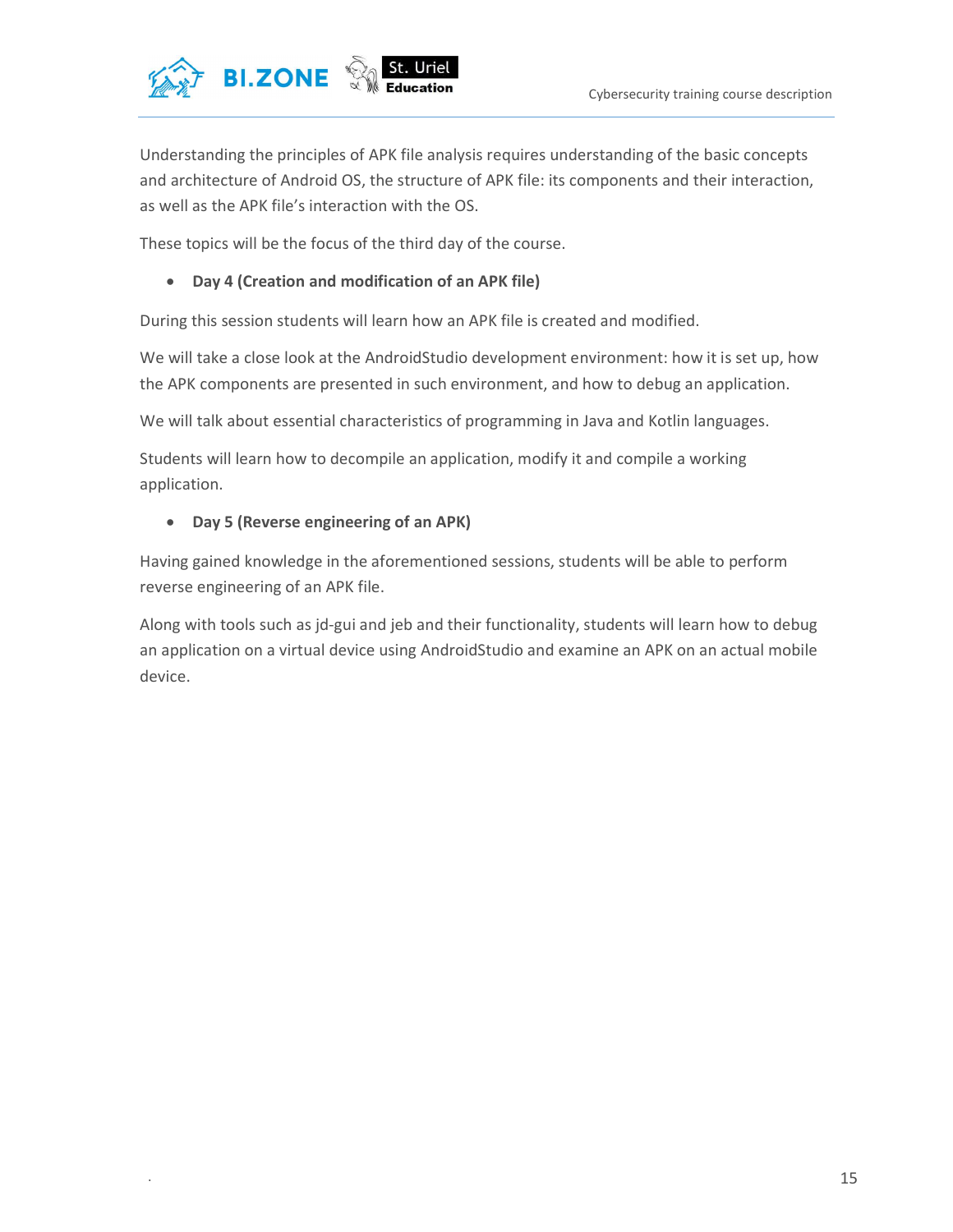Understanding the principles of APK file analysis requires understanding of the basic concepts and architecture of Android OS, the structure of APK file: its components and their interaction, as well as the APK file's interaction with the OS.

These topics will be the focus of the third day of the course.

- **Day 4 (Creation and modification of an APK file)**

During this session students will learn how an APK file is created and modified.

We will take a close look at the AndroidStudio development environment: how it is set up, how the APK components are presented in such environment, and how to debug an application.

We will talk about essential characteristics of programming in Java and Kotlin languages.

Students will learn how to decompile an application, modify it and compile a working application.

- **Day 5 (Reverse engineering of an APK)**

Having gained knowledge in the aforementioned sessions, students will be able to perform reverse engineering of an APK file.

Along with tools such as jd-gui and jeb and their functionality, students will learn how to debug an application on a virtual device using AndroidStudio and examine an APK on an actual mobile device.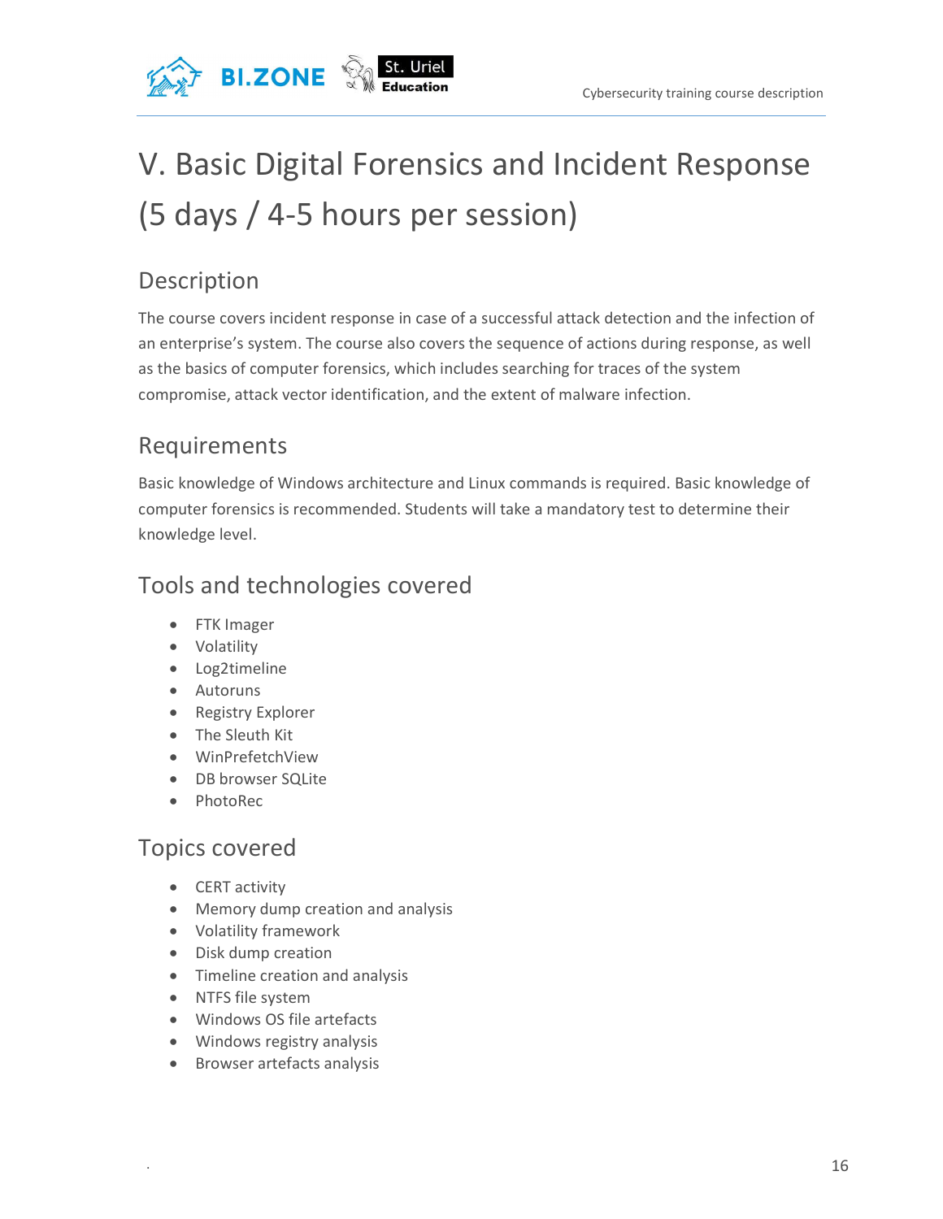# V. Basic Digital Forensics and Incident Response (5 days / 4-5 hours per session)

## Description

The course covers incident response in case of a successful attack detection and the infection of an enterprise's system. The course also covers the sequence of actions during response, as well as the basics of computer forensics, which includes searching for traces of the system compromise, attack vector identification, and the extent of malware infection.

## Requirements

Basic knowledge of Windows architecture and Linux commands is required. Basic knowledge of computer forensics is recommended. Students will take a mandatory test to determine their knowledge level.

## Tools and technologies covered

- FTK Imager
- Volatility
- Log2timeline
- Autoruns
- Registry Explorer
- The Sleuth Kit
- WinPrefetchView
- DB browser SQLite
- PhotoRec

## Topics covered

- CERT activity
- Memory dump creation and analysis
- Volatility framework
- Disk dump creation
- Timeline creation and analysis
- NTFS file system
- Windows OS file artefacts
- Windows registry analysis
- Browser artefacts analysis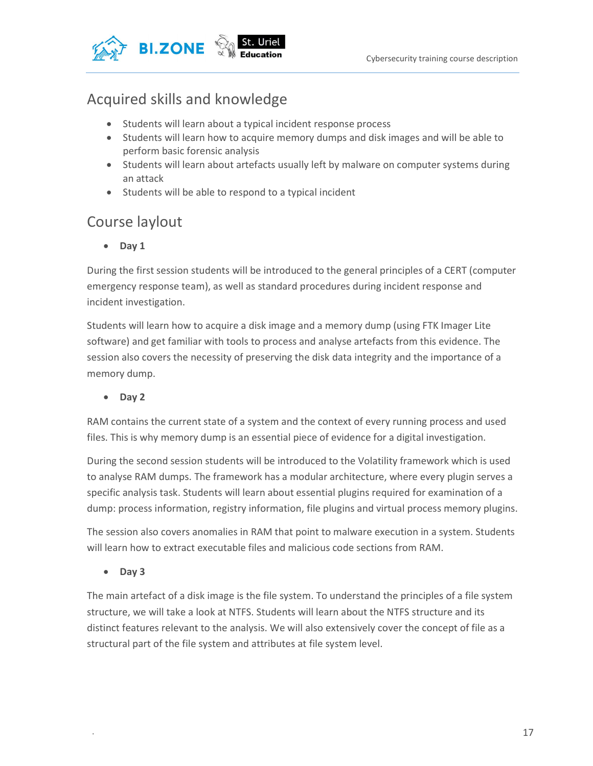## Acquired skills and knowledge

- Students will learn about a typical incident response process
- Students will learn how to acquire memory dumps and disk images and will be able to perform basic forensic analysis
- Students will learn about artefacts usually left by malware on computer systems during an attack
- Students will be able to respond to a typical incident

## Course laylout

- **Day 1**

During the first session students will be introduced to the general principles of a CERT (computer emergency response team), as well as standard procedures during incident response and incident investigation.

Students will learn how to acquire a disk image and a memory dump (using FTK Imager Lite software) and get familiar with tools to process and analyse artefacts from this evidence. The session also covers the necessity of preserving the disk data integrity and the importance of a memory dump.

- **Day 2**

RAM contains the current state of a system and the context of every running process and used files. This is why memory dump is an essential piece of evidence for a digital investigation.

During the second session students will be introduced to the Volatility framework which is used to analyse RAM dumps. The framework has a modular architecture, where every plugin serves a specific analysis task. Students will learn about essential plugins required for examination of a dump: process information, registry information, file plugins and virtual process memory plugins.

The session also covers anomalies in RAM that point to malware execution in a system. Students will learn how to extract executable files and malicious code sections from RAM.

- **Day 3**

The main artefact of a disk image is the file system. To understand the principles of a file system structure, we will take a look at NTFS. Students will learn about the NTFS structure and its distinct features relevant to the analysis. We will also extensively cover the concept of file as a structural part of the file system and attributes at file system level.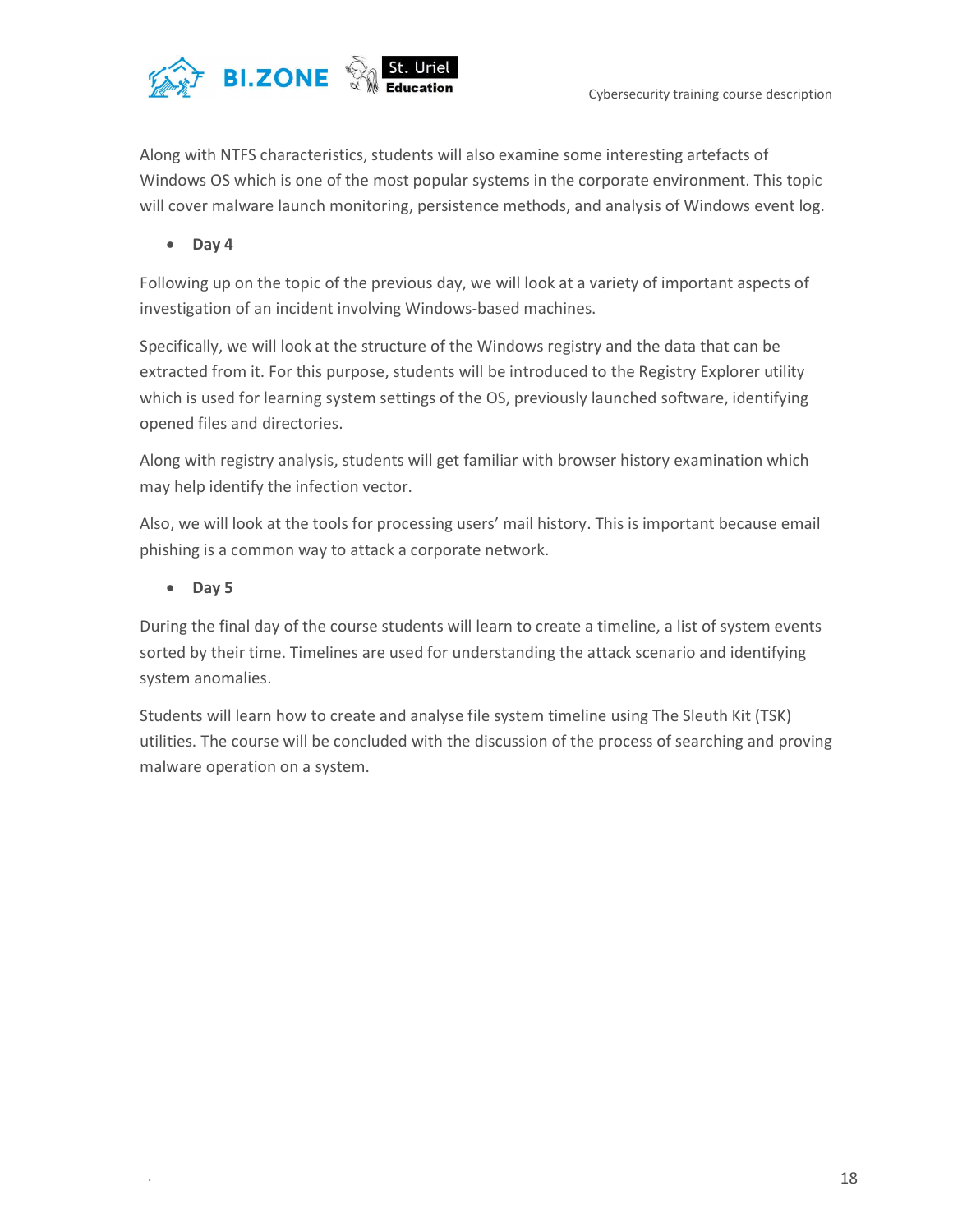Along with NTFS characteristics, students will also examine some interesting artefacts of Windows OS which is one of the most popular systems in the corporate environment. This topic will cover malware launch monitoring, persistence methods, and analysis of Windows event log.

- **Day 4**

Following up on the topic of the previous day, we will look at a variety of important aspects of investigation of an incident involving Windows-based machines.

Specifically, we will look at the structure of the Windows registry and the data that can be extracted from it. For this purpose, students will be introduced to the Registry Explorer utility which is used for learning system settings of the OS, previously launched software, identifying opened files and directories.

Along with registry analysis, students will get familiar with browser history examination which may help identify the infection vector.

Also, we will look at the tools for processing users' mail history. This is important because email phishing is a common way to attack a corporate network.

- **Day 5**

During the final day of the course students will learn to create a timeline, a list of system events sorted by their time. Timelines are used for understanding the attack scenario and identifying system anomalies.

Students will learn how to create and analyse file system timeline using The Sleuth Kit (TSK) utilities. The course will be concluded with the discussion of the process of searching and proving malware operation on a system.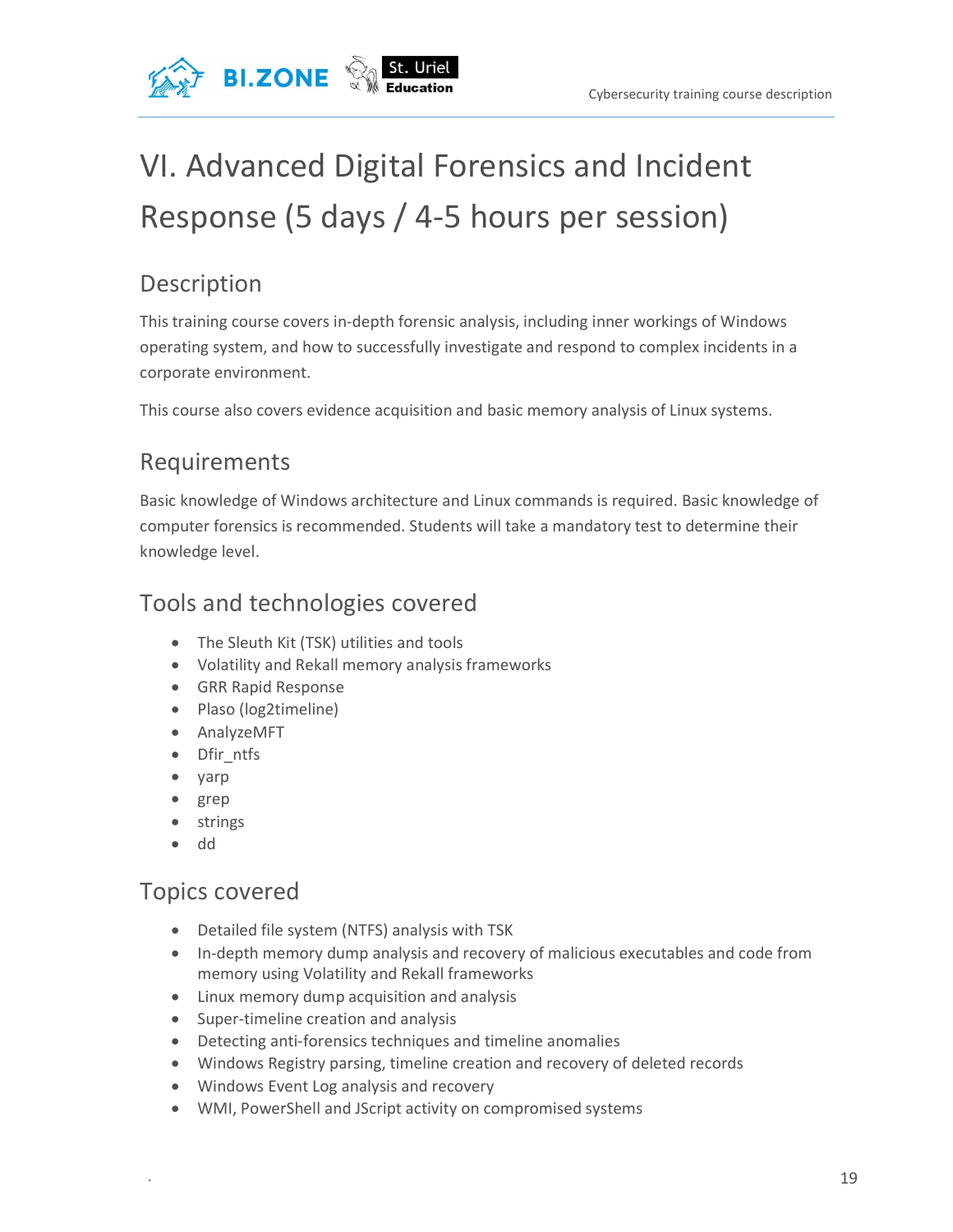# VI. Advanced Digital Forensics and Incident Response (5 days / 4-5 hours per session)

## Description

This training course covers in-depth forensic analysis, including inner workings of Windows operating system, and how to successfully investigate and respond to complex incidents in a corporate environment.

This course also covers evidence acquisition and basic memory analysis of Linux systems.

## Requirements

Basic knowledge of Windows architecture and Linux commands is required. Basic knowledge of computer forensics is recommended. Students will take a mandatory test to determine their knowledge level.

## Tools and technologies covered

- The Sleuth Kit (TSK) utilities and tools
- Volatility and Rekall memory analysis frameworks
- GRR Rapid Response
- Plaso (log2timeline)
- AnalyzeMFT
- Dfir_ntfs
- yarp
- grep
- strings
- dd

## Topics covered

- Detailed file system (NTFS) analysis with TSK
- In-depth memory dump analysis and recovery of malicious executables and code from memory using Volatility and Rekall frameworks
- Linux memory dump acquisition and analysis
- Super-timeline creation and analysis
- Detecting anti-forensics techniques and timeline anomalies
- Windows Registry parsing, timeline creation and recovery of deleted records
- Windows Event Log analysis and recovery
- WMI, PowerShell and JScript activity on compromised systems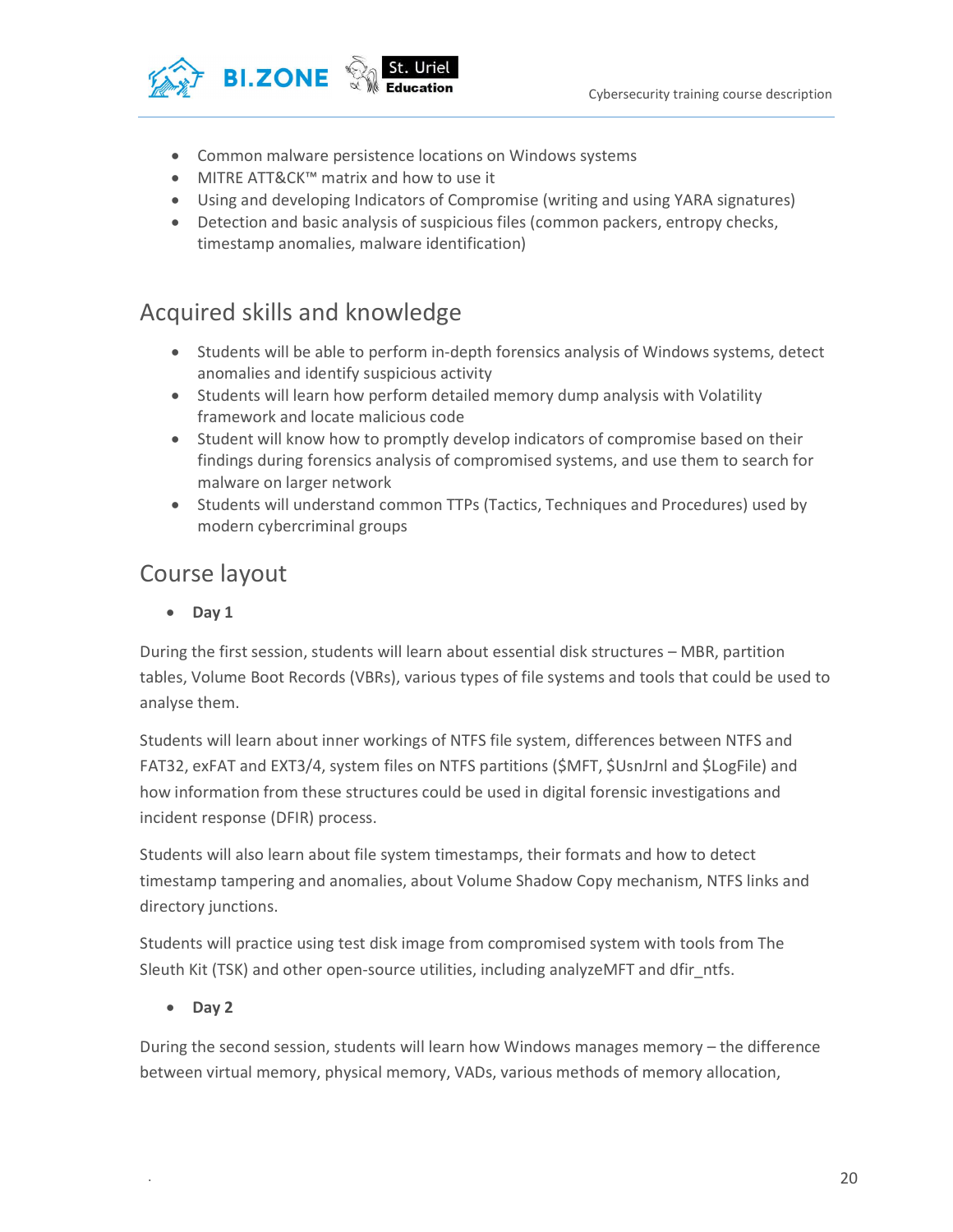- Common malware persistence locations on Windows systems
- MITRE ATT&CK™ matrix and how to use it
- Using and developing Indicators of Compromise (writing and using YARA signatures)
- Detection and basic analysis of suspicious files (common packers, entropy checks, timestamp anomalies, malware identification)

## Acquired skills and knowledge

- Students will be able to perform in-depth forensics analysis of Windows systems, detect anomalies and identify suspicious activity
- Students will learn how perform detailed memory dump analysis with Volatility framework and locate malicious code
- Student will know how to promptly develop indicators of compromise based on their findings during forensics analysis of compromised systems, and use them to search for malware on larger network
- Students will understand common TTPs (Tactics, Techniques and Procedures) used by modern cybercriminal groups

## Course layout

- **Day 1**

During the first session, students will learn about essential disk structures – MBR, partition tables, Volume Boot Records (VBRs), various types of file systems and tools that could be used to analyse them.

Students will learn about inner workings of NTFS file system, differences between NTFS and FAT32, exFAT and EXT3/4, system files on NTFS partitions ($MFT, $UsnJrnl and $LogFile) and how information from these structures could be used in digital forensic investigations and incident response (DFIR) process.

Students will also learn about file system timestamps, their formats and how to detect timestamp tampering and anomalies, about Volume Shadow Copy mechanism, NTFS links and directory junctions.

Students will practice using test disk image from compromised system with tools from The Sleuth Kit (TSK) and other open-source utilities, including analyzeMFT and dfir_ntfs.

- **Day 2**

During the second session, students will learn how Windows manages memory – the difference between virtual memory, physical memory, VADs, various methods of memory allocation,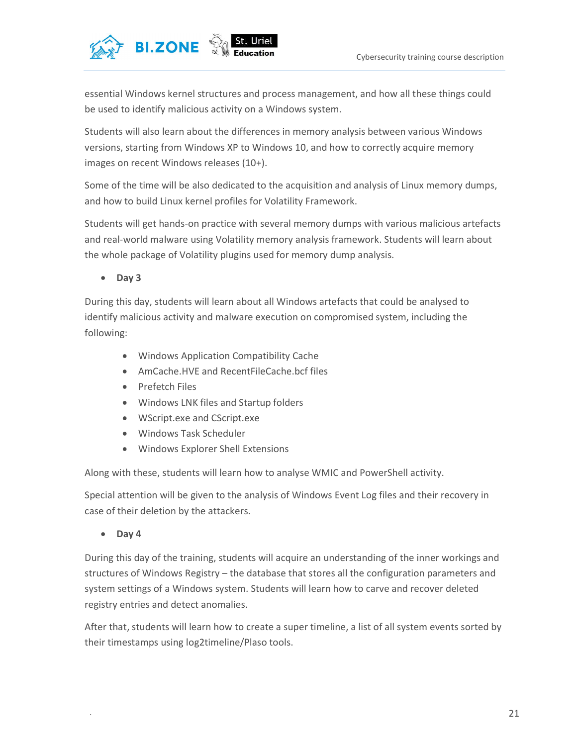essential Windows kernel structures and process management, and how all these things could be used to identify malicious activity on a Windows system.

Students will also learn about the differences in memory analysis between various Windows versions, starting from Windows XP to Windows 10, and how to correctly acquire memory images on recent Windows releases (10+).

Some of the time will be also dedicated to the acquisition and analysis of Linux memory dumps, and how to build Linux kernel profiles for Volatility Framework.

Students will get hands-on practice with several memory dumps with various malicious artefacts and real-world malware using Volatility memory analysis framework. Students will learn about the whole package of Volatility plugins used for memory dump analysis.

- **Day 3**

During this day, students will learn about all Windows artefacts that could be analysed to identify malicious activity and malware execution on compromised system, including the following:

- Windows Application Compatibility Cache
- AmCache.HVE and RecentFileCache.bcf files
- Prefetch Files
- Windows LNK files and Startup folders
- WScript.exe and CScript.exe
- Windows Task Scheduler
- Windows Explorer Shell Extensions

Along with these, students will learn how to analyse WMIC and PowerShell activity.

Special attention will be given to the analysis of Windows Event Log files and their recovery in case of their deletion by the attackers.

- **Day 4**

During this day of the training, students will acquire an understanding of the inner workings and structures of Windows Registry – the database that stores all the configuration parameters and system settings of a Windows system. Students will learn how to carve and recover deleted registry entries and detect anomalies.

After that, students will learn how to create a super timeline, a list of all system events sorted by their timestamps using log2timeline/Plaso tools.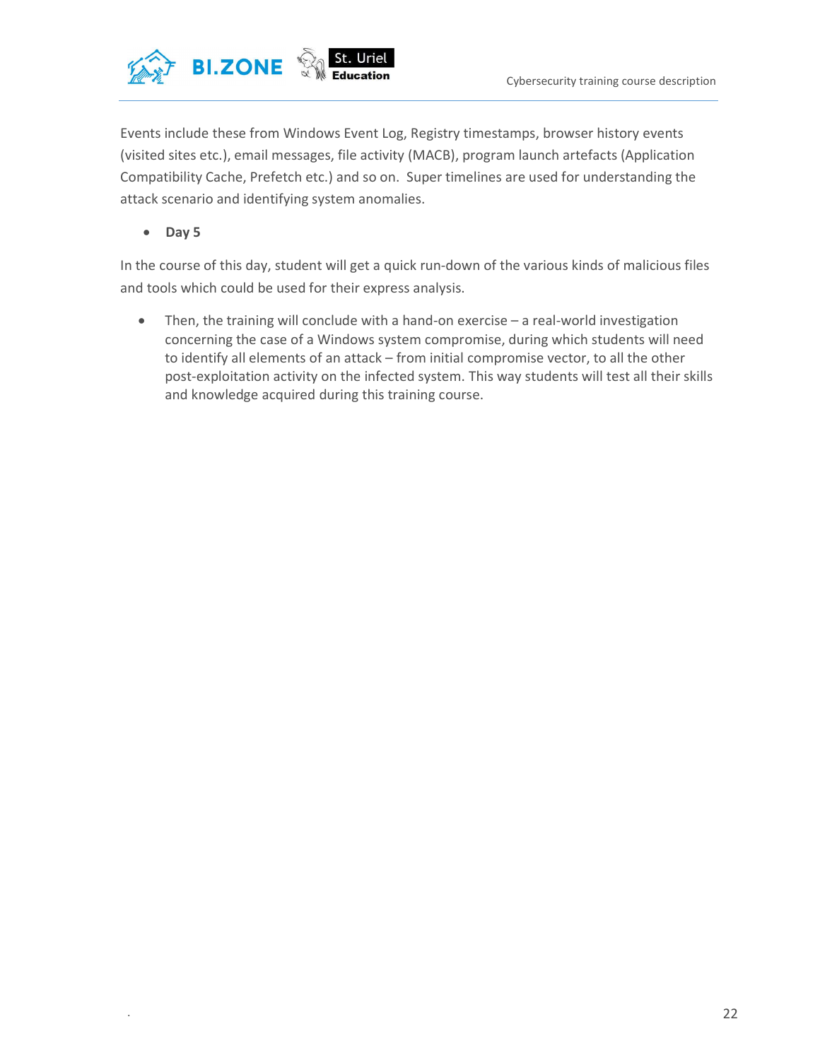Events include these from Windows Event Log, Registry timestamps, browser history events (visited sites etc.), email messages, file activity (MACB), program launch artefacts (Application Compatibility Cache, Prefetch etc.) and so on.  Super timelines are used for understanding the attack scenario and identifying system anomalies.

- **Day 5**

In the course of this day, student will get a quick run-down of the various kinds of malicious files and tools which could be used for their express analysis.

- Then, the training will conclude with a hand-on exercise – a real-world investigation concerning the case of a Windows system compromise, during which students will need to identify all elements of an attack – from initial compromise vector, to all the other post-exploitation activity on the infected system. This way students will test all their skills and knowledge acquired during this training course.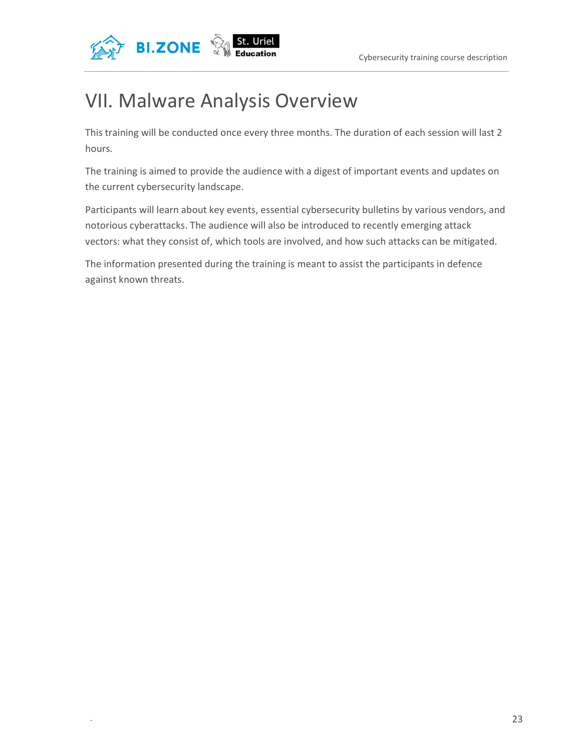# VII. Malware Analysis Overview

This training will be conducted once every three months. The duration of each session will last 2 hours.

The training is aimed to provide the audience with a digest of important events and updates on the current cybersecurity landscape.

Participants will learn about key events, essential cybersecurity bulletins by various vendors, and notorious cyberattacks. The audience will also be introduced to recently emerging attack vectors: what they consist of, which tools are involved, and how such attacks can be mitigated.

The information presented during the training is meant to assist the participants in defence against known threats.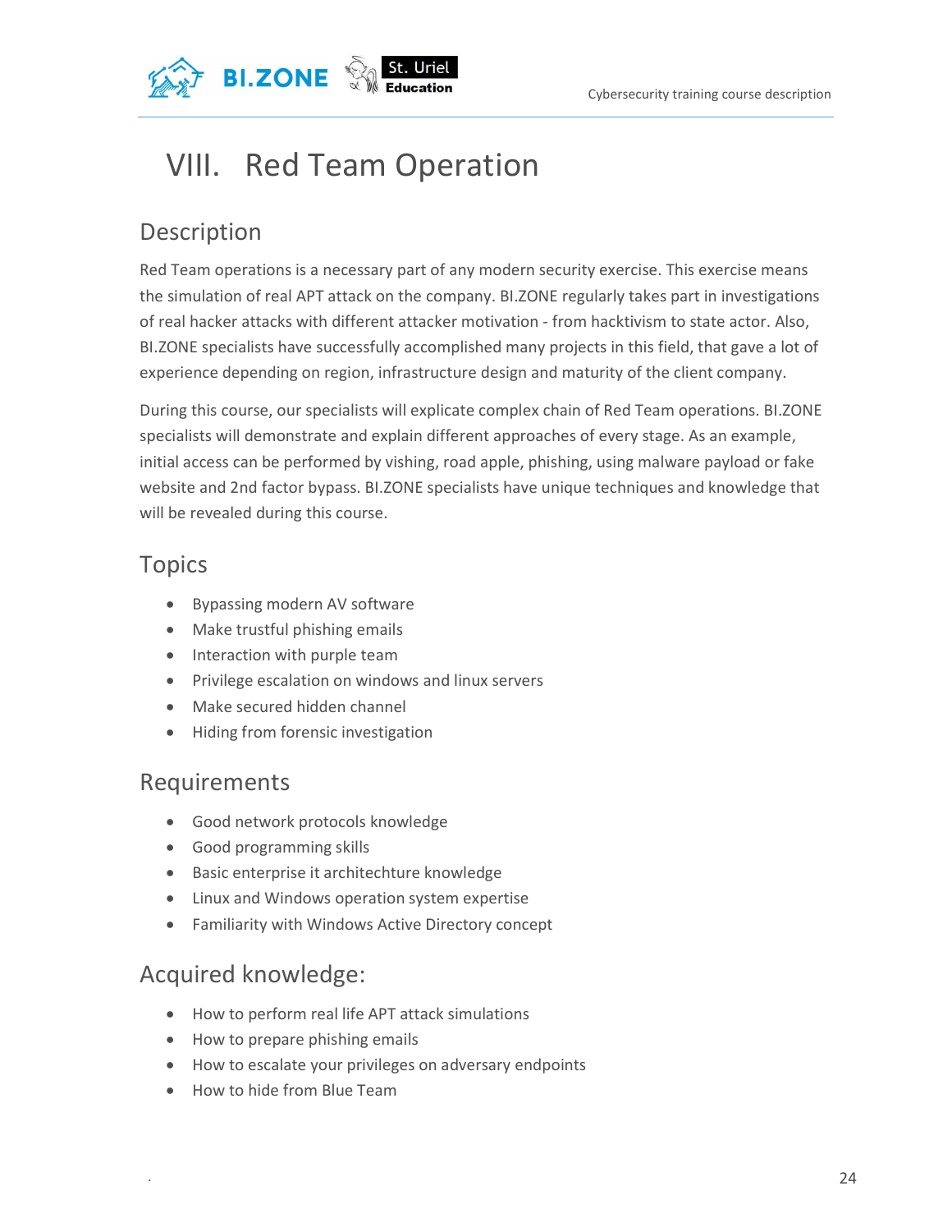# VIII. Red Team Operation

## Description

Red Team operations is a necessary part of any modern security exercise. This exercise means the simulation of real APT attack on the company. BI.ZONE regularly takes part in investigations of real hacker attacks with different attacker motivation - from hacktivism to state actor. Also, BI.ZONE specialists have successfully accomplished many projects in this field, that gave a lot of experience depending on region, infrastructure design and maturity of the client company.

During this course, our specialists will explicate complex chain of Red Team operations. BI.ZONE specialists will demonstrate and explain different approaches of every stage. As an example, initial access can be performed by vishing, road apple, phishing, using malware payload or fake website and 2nd factor bypass. BI.ZONE specialists have unique techniques and knowledge that will be revealed during this course.

## Topics

- Bypassing modern AV software
- Make trustful phishing emails
- Interaction with purple team
- Privilege escalation on windows and linux servers
- Make secured hidden channel
- Hiding from forensic investigation

## Requirements

- Good network protocols knowledge
- Good programming skills
- Basic enterprise it architechture knowledge
- Linux and Windows operation system expertise
- Familiarity with Windows Active Directory concept

## Acquired knowledge:

- How to perform real life APT attack simulations
- How to prepare phishing emails
- How to escalate your privileges on adversary endpoints
- How to hide from Blue Team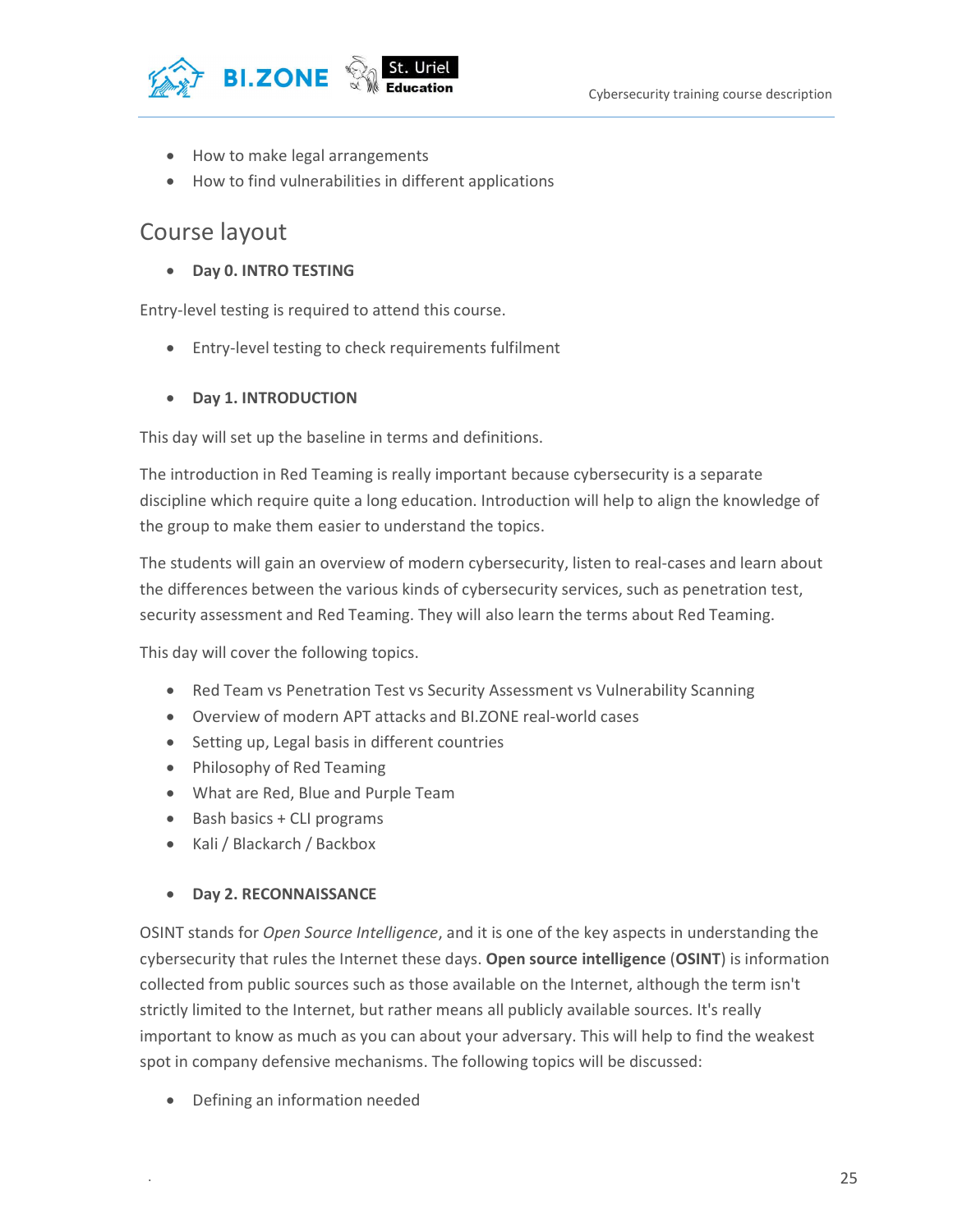- How to make legal arrangements
- How to find vulnerabilities in different applications

## Course layout

- **Day 0. INTRO TESTING**

Entry-level testing is required to attend this course.

- Entry-level testing to check requirements fulfilment

- **Day 1. INTRODUCTION**

This day will set up the baseline in terms and definitions.

The introduction in Red Teaming is really important because cybersecurity is a separate discipline which require quite a long education. Introduction will help to align the knowledge of the group to make them easier to understand the topics.

The students will gain an overview of modern cybersecurity, listen to real-cases and learn about the differences between the various kinds of cybersecurity services, such as penetration test, security assessment and Red Teaming. They will also learn the terms about Red Teaming.

This day will cover the following topics.

- Red Team vs Penetration Test vs Security Assessment vs Vulnerability Scanning
- Overview of modern APT attacks and BI.ZONE real-world cases
- Setting up, Legal basis in different countries
- Philosophy of Red Teaming
- What are Red, Blue and Purple Team
- Bash basics + CLI programs
- Kali / Blackarch / Backbox

- **Day 2. RECONNAISSANCE**

OSINT stands for *Open Source Intelligence*, and it is one of the key aspects in understanding the cybersecurity that rules the Internet these days. **Open source intelligence** (**OSINT**) is information collected from public sources such as those available on the Internet, although the term isn't strictly limited to the Internet, but rather means all publicly available sources. It's really important to know as much as you can about your adversary. This will help to find the weakest spot in company defensive mechanisms. The following topics will be discussed:

- Defining an information needed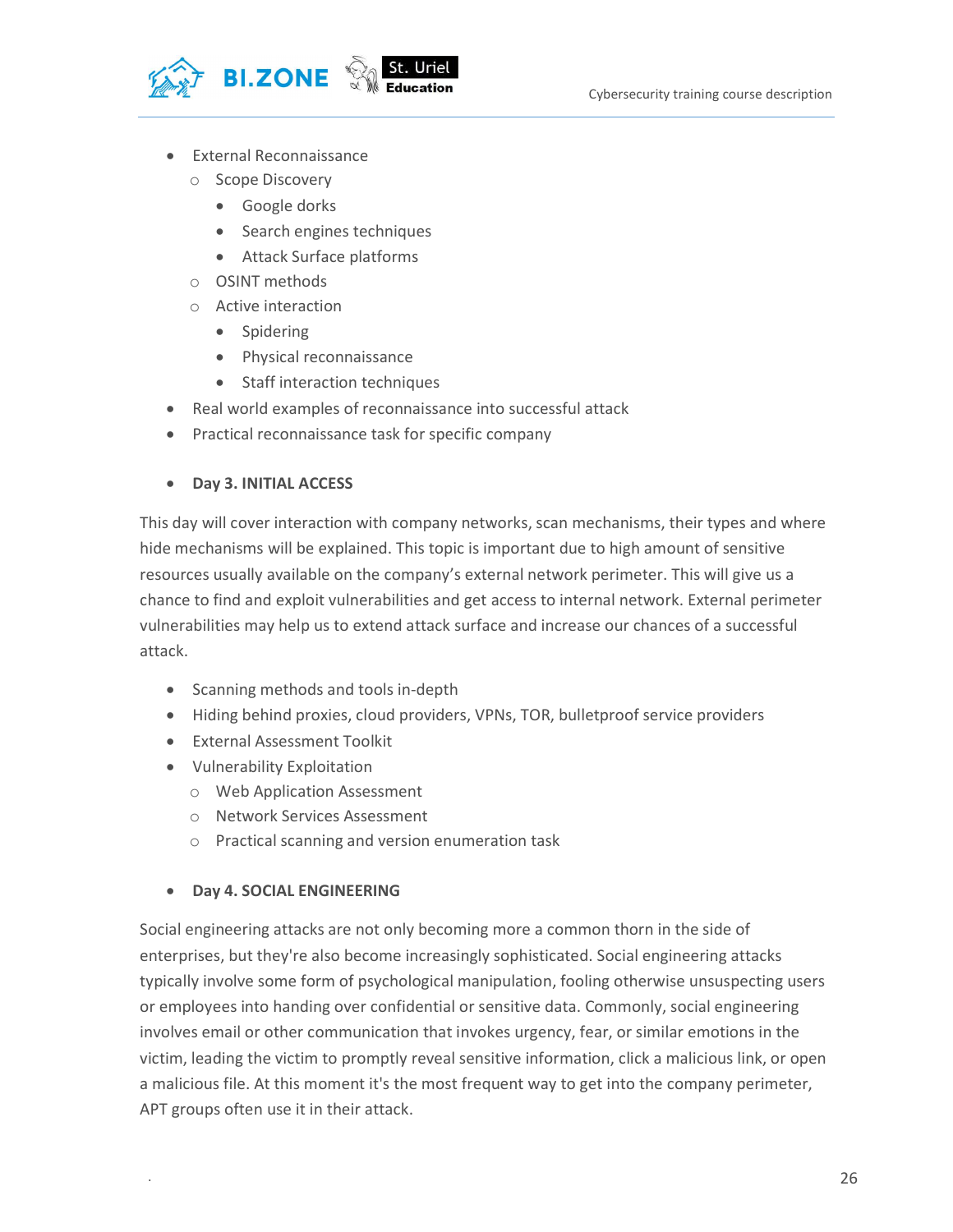- External Reconnaissance
  - Scope Discovery
    - Google dorks
    - Search engines techniques
    - Attack Surface platforms
  - OSINT methods
  - Active interaction
    - Spidering
    - Physical reconnaissance
    - Staff interaction techniques
- Real world examples of reconnaissance into successful attack
- Practical reconnaissance task for specific company

- **Day 3. INITIAL ACCESS**

This day will cover interaction with company networks, scan mechanisms, their types and where hide mechanisms will be explained. This topic is important due to high amount of sensitive resources usually available on the company's external network perimeter. This will give us a chance to find and exploit vulnerabilities and get access to internal network. External perimeter vulnerabilities may help us to extend attack surface and increase our chances of a successful attack.

- Scanning methods and tools in-depth
- Hiding behind proxies, cloud providers, VPNs, TOR, bulletproof service providers
- External Assessment Toolkit
- Vulnerability Exploitation
  - Web Application Assessment
  - Network Services Assessment
  - Practical scanning and version enumeration task

- **Day 4. SOCIAL ENGINEERING**

Social engineering attacks are not only becoming more a common thorn in the side of enterprises, but they're also become increasingly sophisticated. Social engineering attacks typically involve some form of psychological manipulation, fooling otherwise unsuspecting users or employees into handing over confidential or sensitive data. Commonly, social engineering involves email or other communication that invokes urgency, fear, or similar emotions in the victim, leading the victim to promptly reveal sensitive information, click a malicious link, or open a malicious file. At this moment it's the most frequent way to get into the company perimeter, APT groups often use it in their attack.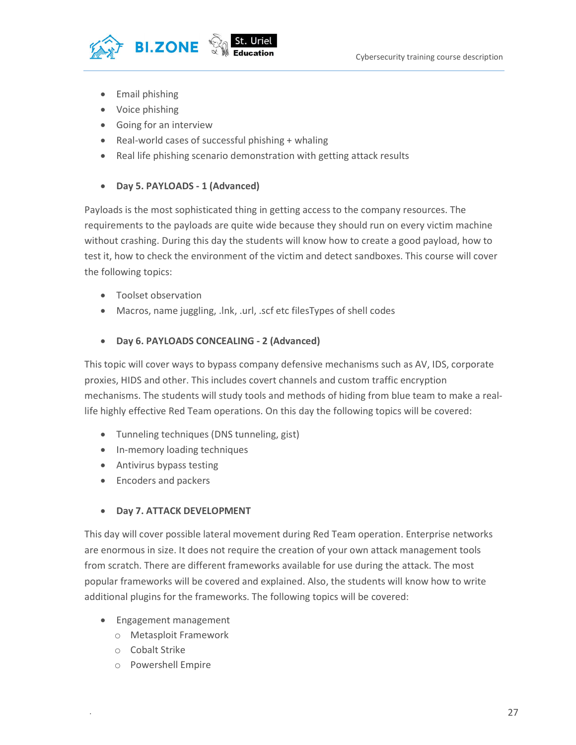- Email phishing
- Voice phishing
- Going for an interview
- Real-world cases of successful phishing + whaling
- Real life phishing scenario demonstration with getting attack results

- **Day 5. PAYLOADS - 1 (Advanced)**

Payloads is the most sophisticated thing in getting access to the company resources. The requirements to the payloads are quite wide because they should run on every victim machine without crashing. During this day the students will know how to create a good payload, how to test it, how to check the environment of the victim and detect sandboxes. This course will cover the following topics:

- Toolset observation
- Macros, name juggling, .lnk, .url, .scf etc filesTypes of shell codes

- **Day 6. PAYLOADS CONCEALING - 2 (Advanced)**

This topic will cover ways to bypass company defensive mechanisms such as AV, IDS, corporate proxies, HIDS and other. This includes covert channels and custom traffic encryption mechanisms. The students will study tools and methods of hiding from blue team to make a real-life highly effective Red Team operations. On this day the following topics will be covered:

- Tunneling techniques (DNS tunneling, gist)
- In-memory loading techniques
- Antivirus bypass testing
- Encoders and packers

- **Day 7. ATTACK DEVELOPMENT**

This day will cover possible lateral movement during Red Team operation. Enterprise networks are enormous in size. It does not require the creation of your own attack management tools from scratch. There are different frameworks available for use during the attack. The most popular frameworks will be covered and explained. Also, the students will know how to write additional plugins for the frameworks. The following topics will be covered:

- Engagement management
  - Metasploit Framework
  - Cobalt Strike
  - Powershell Empire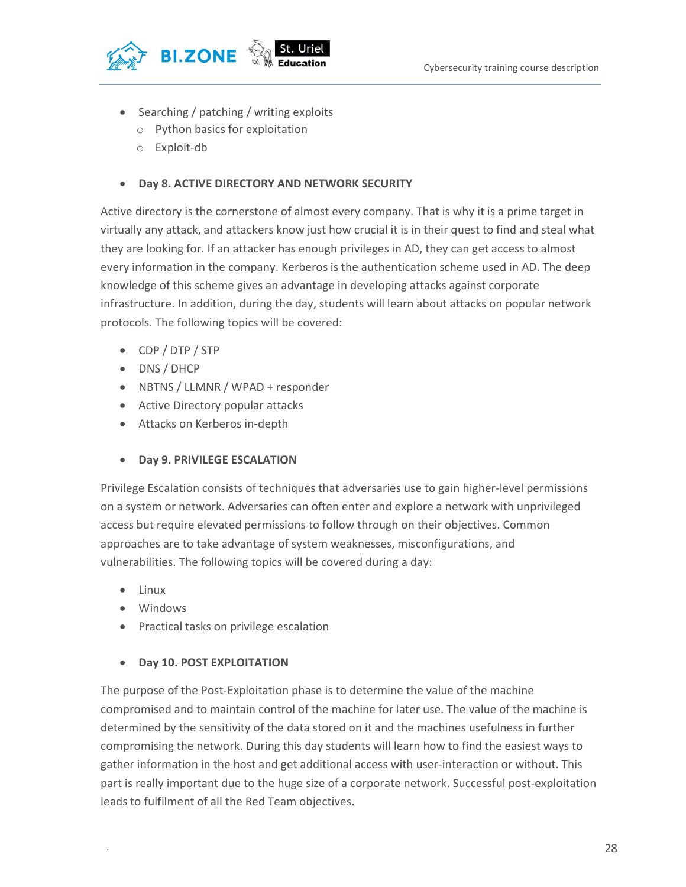- Searching / patching / writing exploits
    - Python basics for exploitation
    - Exploit-db

- **Day 8. ACTIVE DIRECTORY AND NETWORK SECURITY**

Active directory is the cornerstone of almost every company. That is why it is a prime target in virtually any attack, and attackers know just how crucial it is in their quest to find and steal what they are looking for. If an attacker has enough privileges in AD, they can get access to almost every information in the company. Kerberos is the authentication scheme used in AD. The deep knowledge of this scheme gives an advantage in developing attacks against corporate infrastructure. In addition, during the day, students will learn about attacks on popular network protocols. The following topics will be covered:

- CDP / DTP / STP
- DNS / DHCP
- NBTNS / LLMNR / WPAD + responder
- Active Directory popular attacks
- Attacks on Kerberos in-depth

- **Day 9. PRIVILEGE ESCALATION**

Privilege Escalation consists of techniques that adversaries use to gain higher-level permissions on a system or network. Adversaries can often enter and explore a network with unprivileged access but require elevated permissions to follow through on their objectives. Common approaches are to take advantage of system weaknesses, misconfigurations, and vulnerabilities. The following topics will be covered during a day:

- Linux
- Windows
- Practical tasks on privilege escalation

- **Day 10. POST EXPLOITATION**

The purpose of the Post-Exploitation phase is to determine the value of the machine compromised and to maintain control of the machine for later use. The value of the machine is determined by the sensitivity of the data stored on it and the machines usefulness in further compromising the network. During this day students will learn how to find the easiest ways to gather information in the host and get additional access with user-interaction or without. This part is really important due to the huge size of a corporate network. Successful post-exploitation leads to fulfilment of all the Red Team objectives.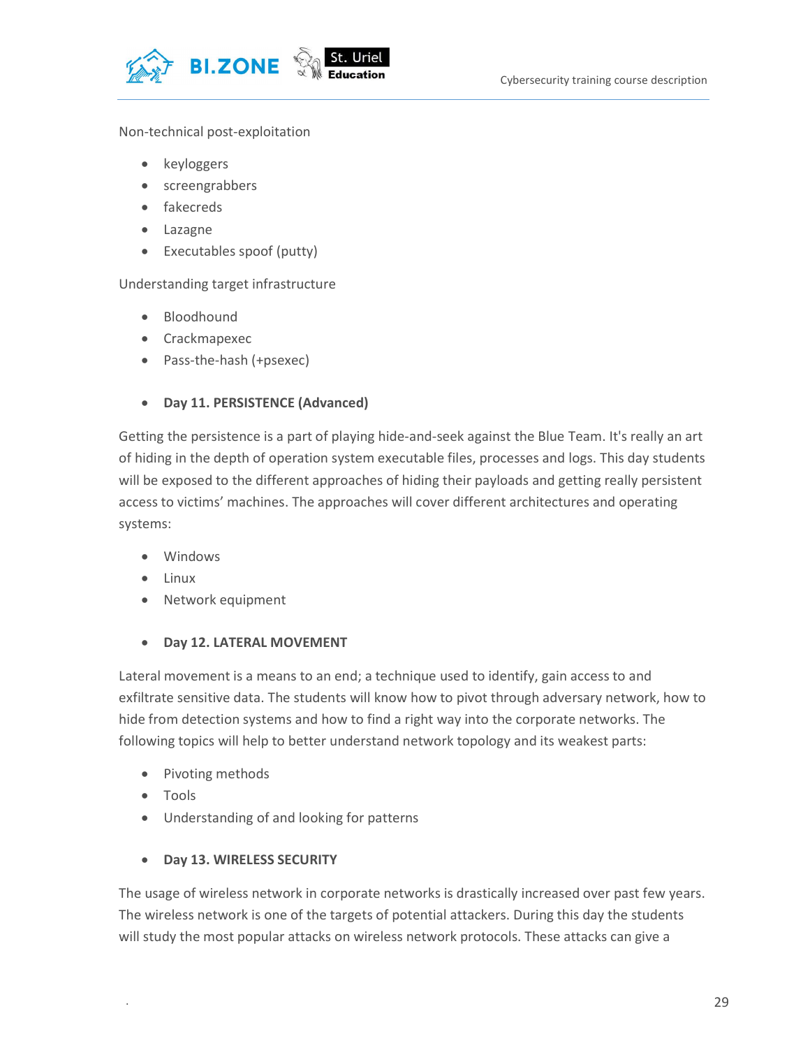Non-technical post-exploitation

- keyloggers
- screengrabbers
- fakecreds
- Lazagne
- Executables spoof (putty)

Understanding target infrastructure

- Bloodhound
- Crackmapexec
- Pass-the-hash (+psexec)

- **Day 11. PERSISTENCE (Advanced)**

Getting the persistence is a part of playing hide-and-seek against the Blue Team. It's really an art of hiding in the depth of operation system executable files, processes and logs. This day students will be exposed to the different approaches of hiding their payloads and getting really persistent access to victims' machines. The approaches will cover different architectures and operating systems:

- Windows
- Linux
- Network equipment

- **Day 12. LATERAL MOVEMENT**

Lateral movement is a means to an end; a technique used to identify, gain access to and exfiltrate sensitive data. The students will know how to pivot through adversary network, how to hide from detection systems and how to find a right way into the corporate networks. The following topics will help to better understand network topology and its weakest parts:

- Pivoting methods
- Tools
- Understanding of and looking for patterns

- **Day 13. WIRELESS SECURITY**

The usage of wireless network in corporate networks is drastically increased over past few years. The wireless network is one of the targets of potential attackers. During this day the students will study the most popular attacks on wireless network protocols. These attacks can give a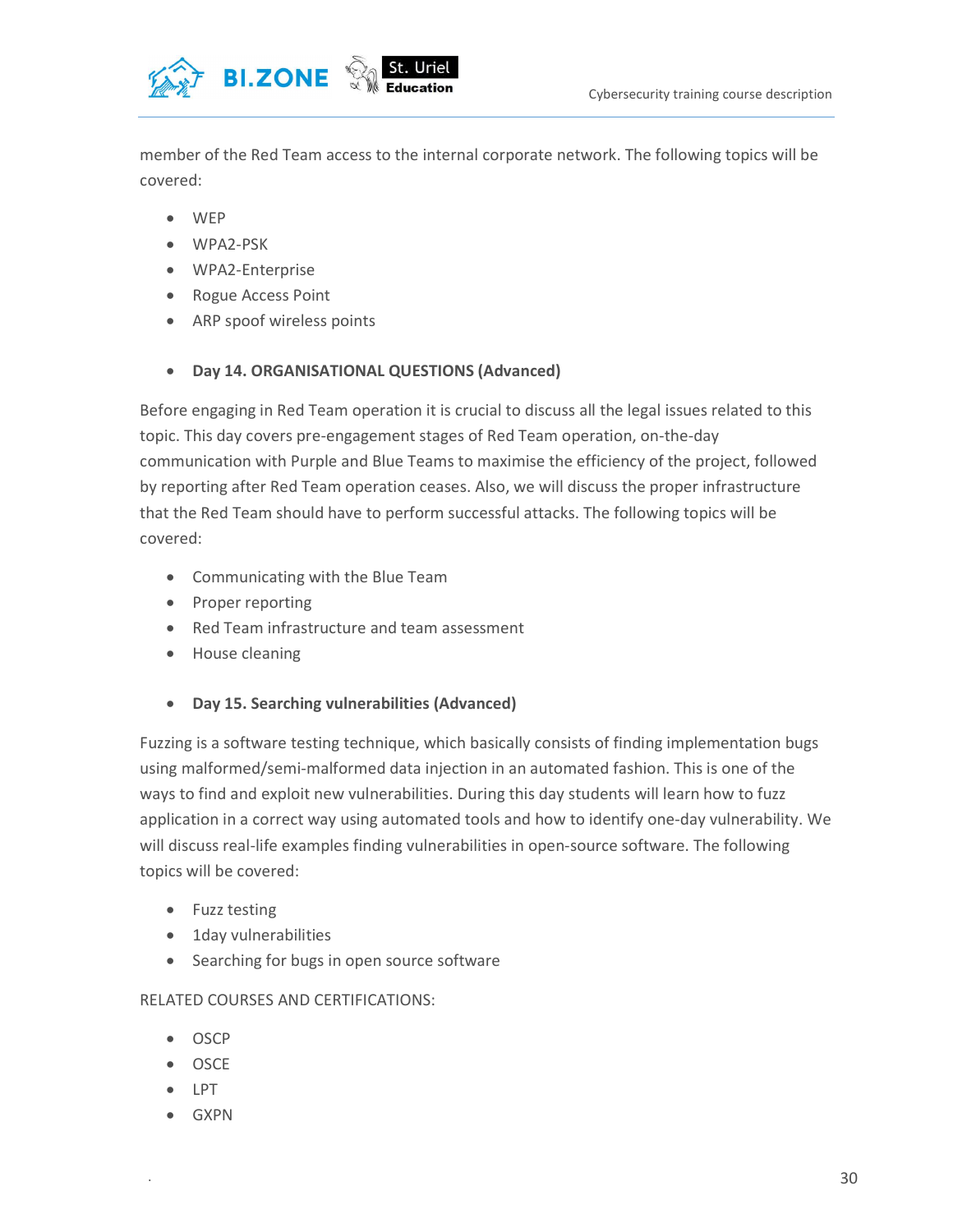member of the Red Team access to the internal corporate network. The following topics will be covered:

- WEP
- WPA2-PSK
- WPA2-Enterprise
- Rogue Access Point
- ARP spoof wireless points

- **Day 14. ORGANISATIONAL QUESTIONS (Advanced)**

Before engaging in Red Team operation it is crucial to discuss all the legal issues related to this topic. This day covers pre-engagement stages of Red Team operation, on-the-day communication with Purple and Blue Teams to maximise the efficiency of the project, followed by reporting after Red Team operation ceases. Also, we will discuss the proper infrastructure that the Red Team should have to perform successful attacks. The following topics will be covered:

- Communicating with the Blue Team
- Proper reporting
- Red Team infrastructure and team assessment
- House cleaning

- **Day 15. Searching vulnerabilities (Advanced)**

Fuzzing is a software testing technique, which basically consists of finding implementation bugs using malformed/semi-malformed data injection in an automated fashion. This is one of the ways to find and exploit new vulnerabilities. During this day students will learn how to fuzz application in a correct way using automated tools and how to identify one-day vulnerability. We will discuss real-life examples finding vulnerabilities in open-source software. The following topics will be covered:

- Fuzz testing
- 1day vulnerabilities
- Searching for bugs in open source software

RELATED COURSES AND CERTIFICATIONS:

- OSCP
- OSCE
- LPT
- GXPN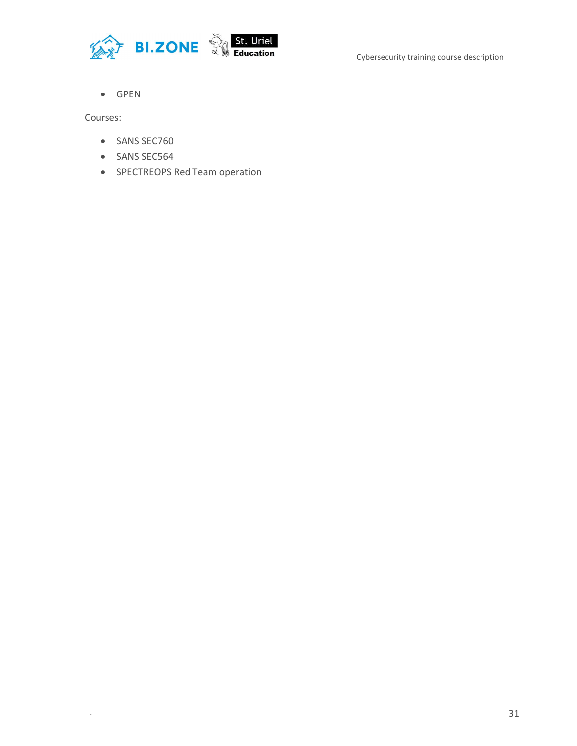- GPEN

Courses:

- SANS SEC760
- SANS SEC564
- SPECTREOPS Red Team operation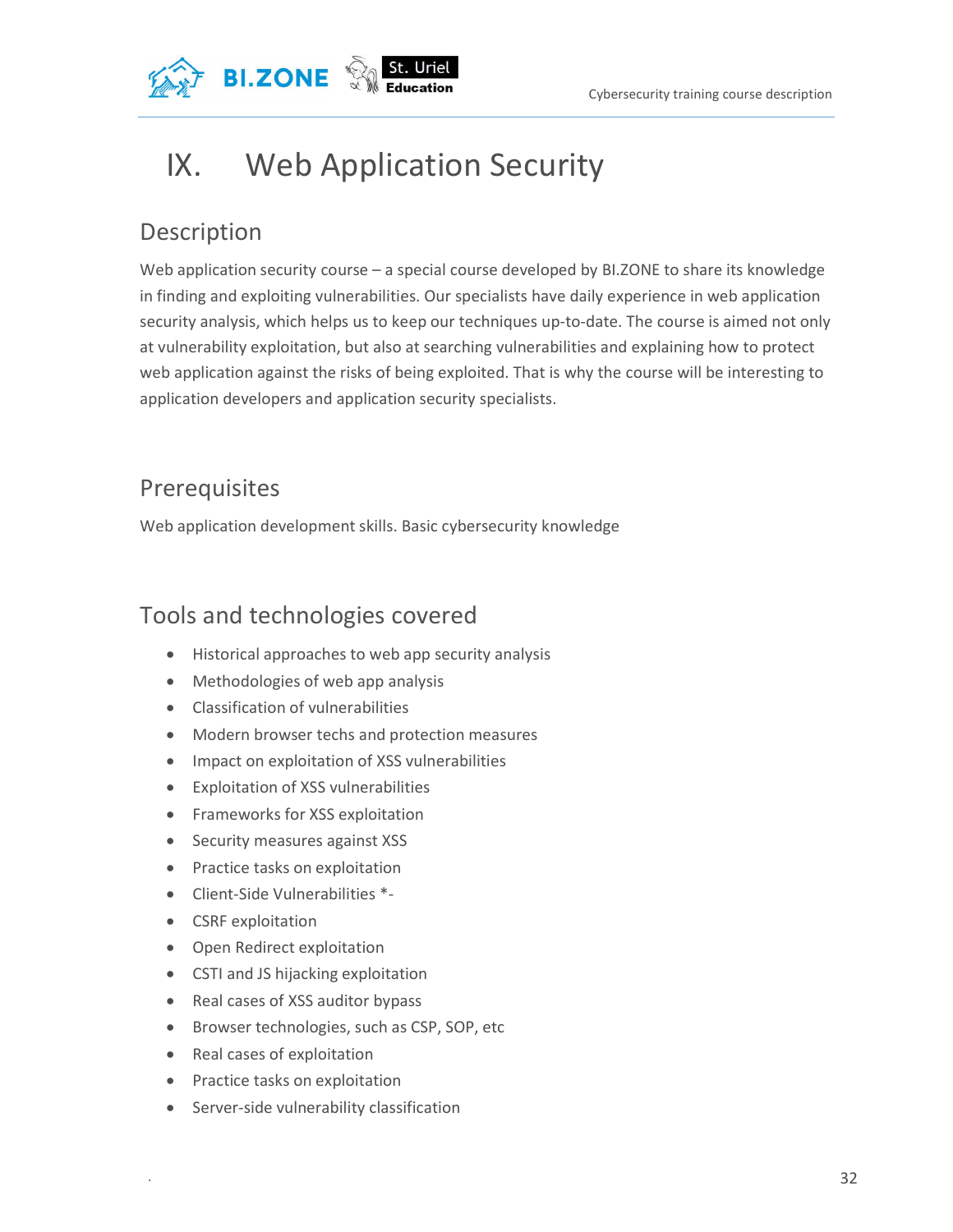# IX. Web Application Security

## Description

Web application security course – a special course developed by BI.ZONE to share its knowledge in finding and exploiting vulnerabilities. Our specialists have daily experience in web application security analysis, which helps us to keep our techniques up-to-date. The course is aimed not only at vulnerability exploitation, but also at searching vulnerabilities and explaining how to protect web application against the risks of being exploited. That is why the course will be interesting to application developers and application security specialists.

## Prerequisites

Web application development skills. Basic cybersecurity knowledge

## Tools and technologies covered

- Historical approaches to web app security analysis
- Methodologies of web app analysis
- Classification of vulnerabilities
- Modern browser techs and protection measures
- Impact on exploitation of XSS vulnerabilities
- Exploitation of XSS vulnerabilities
- Frameworks for XSS exploitation
- Security measures against XSS
- Practice tasks on exploitation
- Client-Side Vulnerabilities *-
- CSRF exploitation
- Open Redirect exploitation
- CSTI and JS hijacking exploitation
- Real cases of XSS auditor bypass
- Browser technologies, such as CSP, SOP, etc
- Real cases of exploitation
- Practice tasks on exploitation
- Server-side vulnerability classification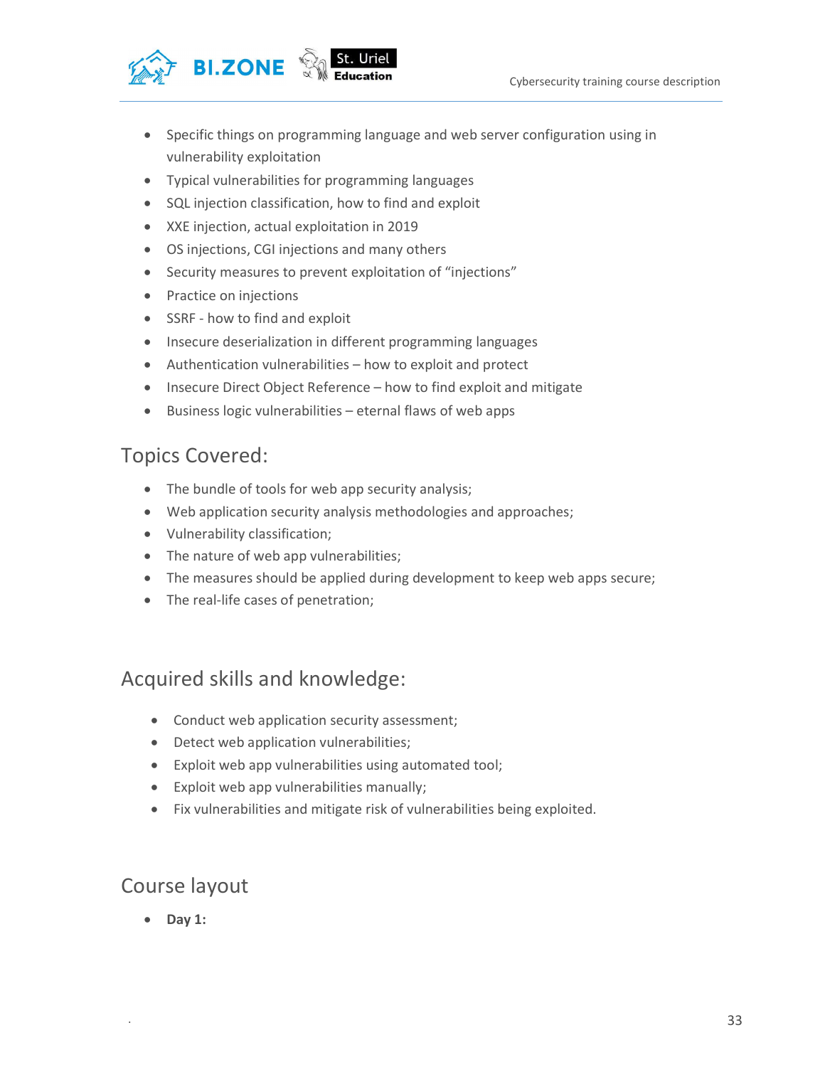- Specific things on programming language and web server configuration using in vulnerability exploitation
- Typical vulnerabilities for programming languages
- SQL injection classification, how to find and exploit
- XXE injection, actual exploitation in 2019
- OS injections, CGI injections and many others
- Security measures to prevent exploitation of "injections"
- Practice on injections
- SSRF - how to find and exploit
- Insecure deserialization in different programming languages
- Authentication vulnerabilities – how to exploit and protect
- Insecure Direct Object Reference – how to find exploit and mitigate
- Business logic vulnerabilities – eternal flaws of web apps

## Topics Covered:

- The bundle of tools for web app security analysis;
- Web application security analysis methodologies and approaches;
- Vulnerability classification;
- The nature of web app vulnerabilities;
- The measures should be applied during development to keep web apps secure;
- The real-life cases of penetration;

## Acquired skills and knowledge:

- Conduct web application security assessment;
- Detect web application vulnerabilities;
- Exploit web app vulnerabilities using automated tool;
- Exploit web app vulnerabilities manually;
- Fix vulnerabilities and mitigate risk of vulnerabilities being exploited.

## Course layout

- **Day 1:**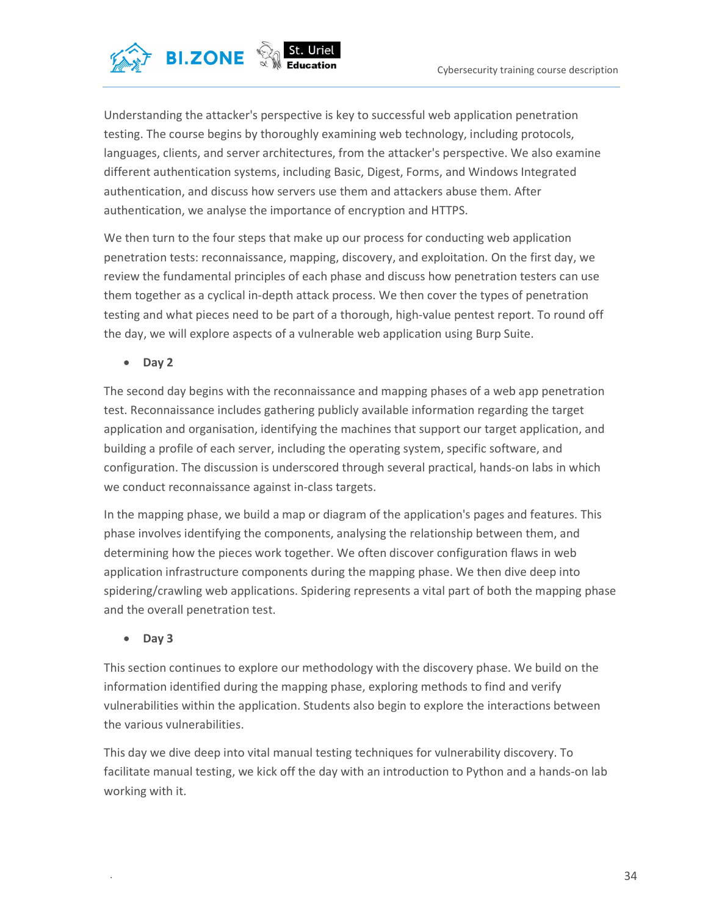Understanding the attacker's perspective is key to successful web application penetration testing. The course begins by thoroughly examining web technology, including protocols, languages, clients, and server architectures, from the attacker's perspective. We also examine different authentication systems, including Basic, Digest, Forms, and Windows Integrated authentication, and discuss how servers use them and attackers abuse them. After authentication, we analyse the importance of encryption and HTTPS.

We then turn to the four steps that make up our process for conducting web application penetration tests: reconnaissance, mapping, discovery, and exploitation. On the first day, we review the fundamental principles of each phase and discuss how penetration testers can use them together as a cyclical in-depth attack process. We then cover the types of penetration testing and what pieces need to be part of a thorough, high-value pentest report. To round off the day, we will explore aspects of a vulnerable web application using Burp Suite.

- **Day 2**

The second day begins with the reconnaissance and mapping phases of a web app penetration test. Reconnaissance includes gathering publicly available information regarding the target application and organisation, identifying the machines that support our target application, and building a profile of each server, including the operating system, specific software, and configuration. The discussion is underscored through several practical, hands-on labs in which we conduct reconnaissance against in-class targets.

In the mapping phase, we build a map or diagram of the application's pages and features. This phase involves identifying the components, analysing the relationship between them, and determining how the pieces work together. We often discover configuration flaws in web application infrastructure components during the mapping phase. We then dive deep into spidering/crawling web applications. Spidering represents a vital part of both the mapping phase and the overall penetration test.

- **Day 3**

This section continues to explore our methodology with the discovery phase. We build on the information identified during the mapping phase, exploring methods to find and verify vulnerabilities within the application. Students also begin to explore the interactions between the various vulnerabilities.

This day we dive deep into vital manual testing techniques for vulnerability discovery. To facilitate manual testing, we kick off the day with an introduction to Python and a hands-on lab working with it.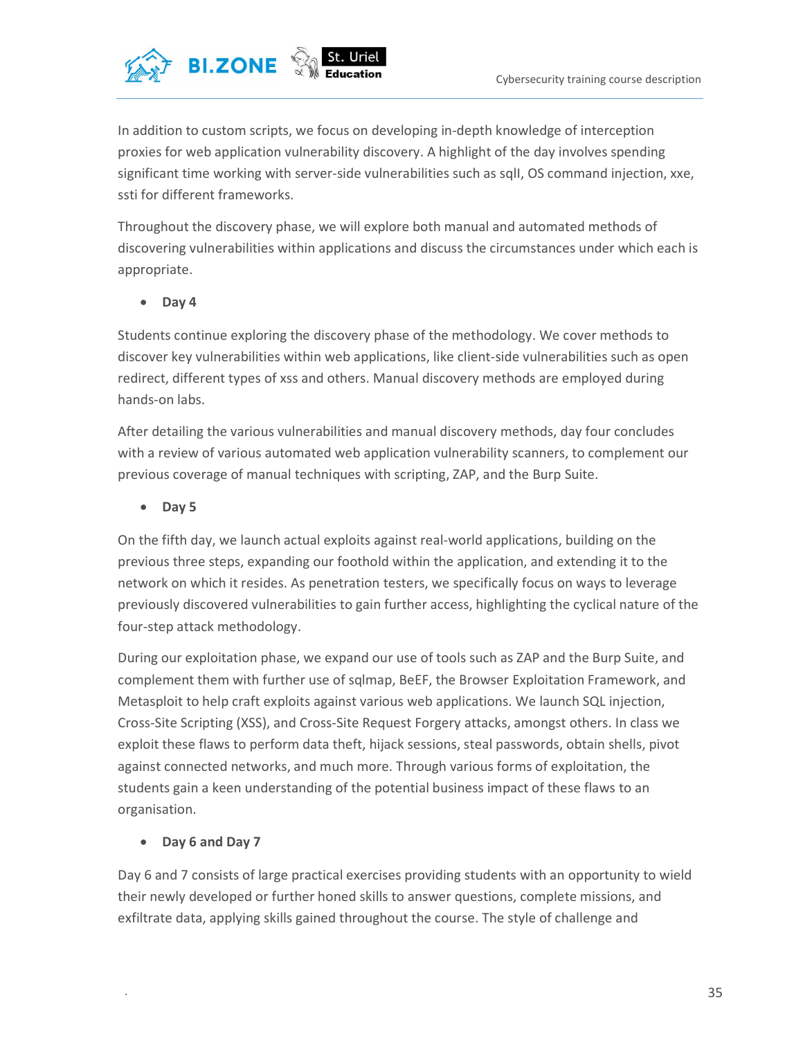In addition to custom scripts, we focus on developing in-depth knowledge of interception proxies for web application vulnerability discovery. A highlight of the day involves spending significant time working with server-side vulnerabilities such as sqlI, OS command injection, xxe, ssti for different frameworks.

Throughout the discovery phase, we will explore both manual and automated methods of discovering vulnerabilities within applications and discuss the circumstances under which each is appropriate.

- **Day 4**

Students continue exploring the discovery phase of the methodology. We cover methods to discover key vulnerabilities within web applications, like client-side vulnerabilities such as open redirect, different types of xss and others. Manual discovery methods are employed during hands-on labs.

After detailing the various vulnerabilities and manual discovery methods, day four concludes with a review of various automated web application vulnerability scanners, to complement our previous coverage of manual techniques with scripting, ZAP, and the Burp Suite.

- **Day 5**

On the fifth day, we launch actual exploits against real-world applications, building on the previous three steps, expanding our foothold within the application, and extending it to the network on which it resides. As penetration testers, we specifically focus on ways to leverage previously discovered vulnerabilities to gain further access, highlighting the cyclical nature of the four-step attack methodology.

During our exploitation phase, we expand our use of tools such as ZAP and the Burp Suite, and complement them with further use of sqlmap, BeEF, the Browser Exploitation Framework, and Metasploit to help craft exploits against various web applications. We launch SQL injection, Cross-Site Scripting (XSS), and Cross-Site Request Forgery attacks, amongst others. In class we exploit these flaws to perform data theft, hijack sessions, steal passwords, obtain shells, pivot against connected networks, and much more. Through various forms of exploitation, the students gain a keen understanding of the potential business impact of these flaws to an organisation.

- **Day 6 and Day 7**

Day 6 and 7 consists of large practical exercises providing students with an opportunity to wield their newly developed or further honed skills to answer questions, complete missions, and exfiltrate data, applying skills gained throughout the course. The style of challenge and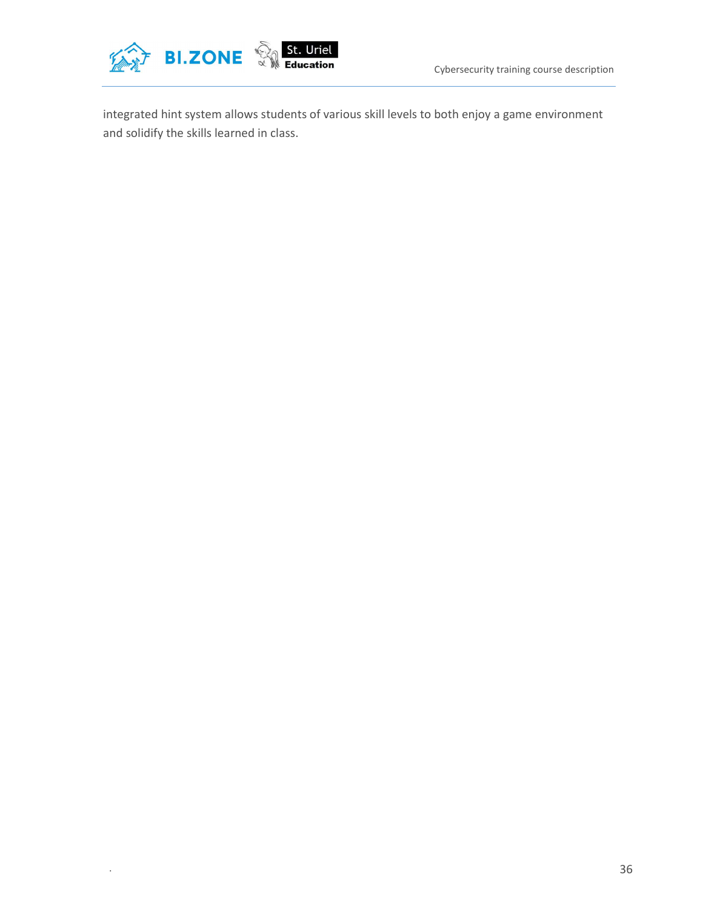integrated hint system allows students of various skill levels to both enjoy a game environment and solidify the skills learned in class.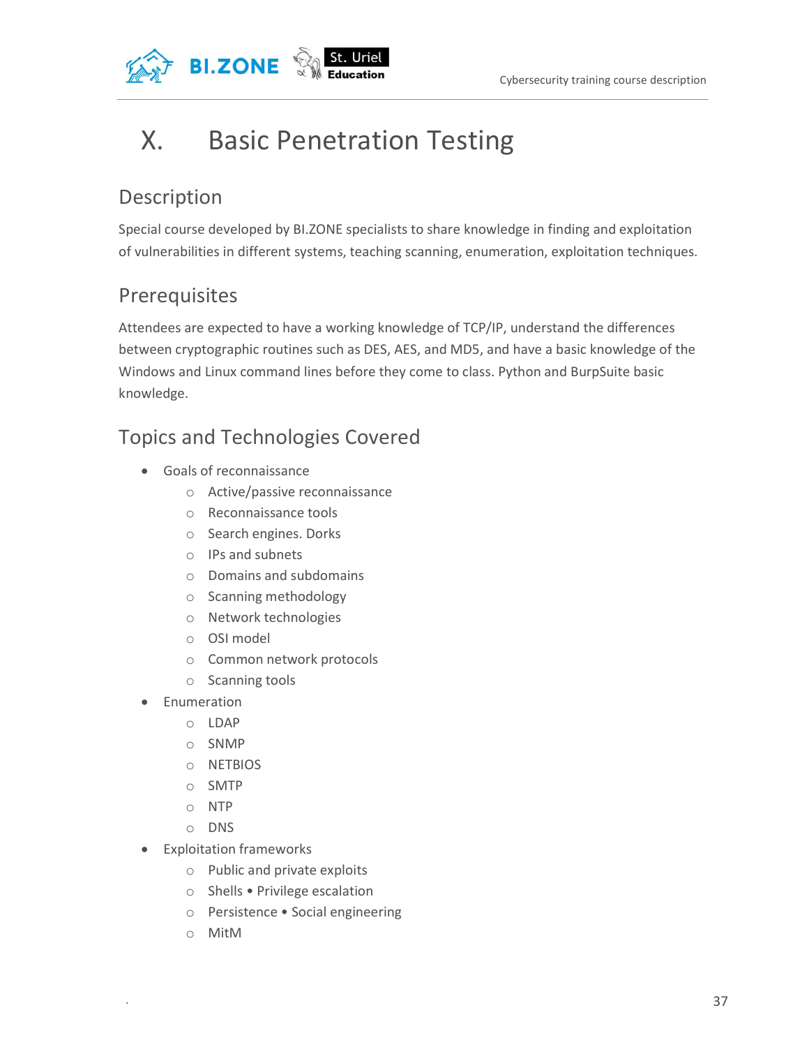# X. Basic Penetration Testing

## Description

Special course developed by BI.ZONE specialists to share knowledge in finding and exploitation of vulnerabilities in different systems, teaching scanning, enumeration, exploitation techniques.

## Prerequisites

Attendees are expected to have a working knowledge of TCP/IP, understand the differences between cryptographic routines such as DES, AES, and MD5, and have a basic knowledge of the Windows and Linux command lines before they come to class. Python and BurpSuite basic knowledge.

## Topics and Technologies Covered

- Goals of reconnaissance
  - Active/passive reconnaissance
  - Reconnaissance tools
  - Search engines. Dorks
  - IPs and subnets
  - Domains and subdomains
  - Scanning methodology
  - Network technologies
  - OSI model
  - Common network protocols
  - Scanning tools
- Enumeration
  - LDAP
  - SNMP
  - NETBIOS
  - SMTP
  - NTP
  - DNS
- Exploitation frameworks
  - Public and private exploits
  - Shells • Privilege escalation
  - Persistence • Social engineering
  - MitM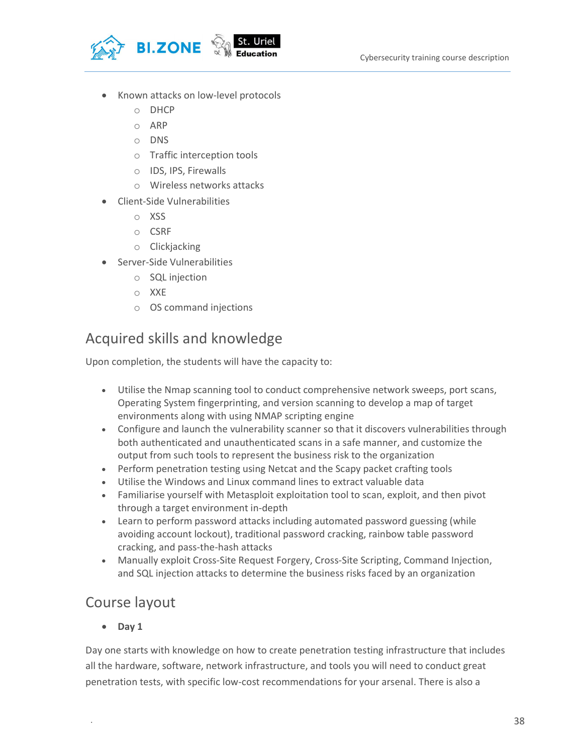- Known attacks on low-level protocols
  - DHCP
  - ARP
  - DNS
  - Traffic interception tools
  - IDS, IPS, Firewalls
  - Wireless networks attacks
- Client-Side Vulnerabilities
  - XSS
  - CSRF
  - Clickjacking
- Server-Side Vulnerabilities
  - SQL injection
  - XXE
  - OS command injections

## Acquired skills and knowledge

Upon completion, the students will have the capacity to:

- Utilise the Nmap scanning tool to conduct comprehensive network sweeps, port scans, Operating System fingerprinting, and version scanning to develop a map of target environments along with using NMAP scripting engine
- Configure and launch the vulnerability scanner so that it discovers vulnerabilities through both authenticated and unauthenticated scans in a safe manner, and customize the output from such tools to represent the business risk to the organization
- Perform penetration testing using Netcat and the Scapy packet crafting tools
- Utilise the Windows and Linux command lines to extract valuable data
- Familiarise yourself with Metasploit exploitation tool to scan, exploit, and then pivot through a target environment in-depth
- Learn to perform password attacks including automated password guessing (while avoiding account lockout), traditional password cracking, rainbow table password cracking, and pass-the-hash attacks
- Manually exploit Cross-Site Request Forgery, Cross-Site Scripting, Command Injection, and SQL injection attacks to determine the business risks faced by an organization

## Course layout

- **Day 1**

Day one starts with knowledge on how to create penetration testing infrastructure that includes all the hardware, software, network infrastructure, and tools you will need to conduct great penetration tests, with specific low-cost recommendations for your arsenal. There is also a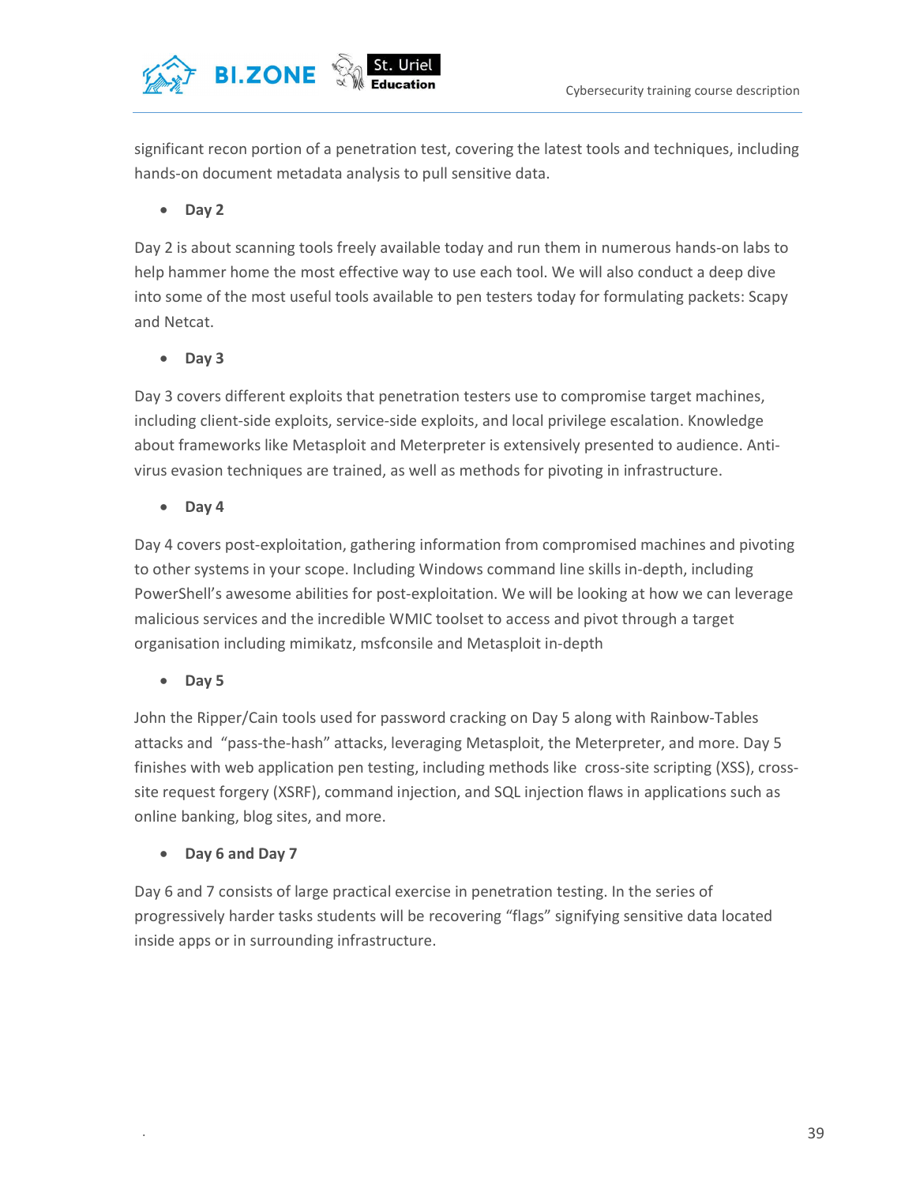significant recon portion of a penetration test, covering the latest tools and techniques, including hands-on document metadata analysis to pull sensitive data.

- **Day 2**

Day 2 is about scanning tools freely available today and run them in numerous hands-on labs to help hammer home the most effective way to use each tool. We will also conduct a deep dive into some of the most useful tools available to pen testers today for formulating packets: Scapy and Netcat.

- **Day 3**

Day 3 covers different exploits that penetration testers use to compromise target machines, including client-side exploits, service-side exploits, and local privilege escalation. Knowledge about frameworks like Metasploit and Meterpreter is extensively presented to audience. Anti-virus evasion techniques are trained, as well as methods for pivoting in infrastructure.

- **Day 4**

Day 4 covers post-exploitation, gathering information from compromised machines and pivoting to other systems in your scope. Including Windows command line skills in-depth, including PowerShell's awesome abilities for post-exploitation. We will be looking at how we can leverage malicious services and the incredible WMIC toolset to access and pivot through a target organisation including mimikatz, msfconsile and Metasploit in-depth

- **Day 5**

John the Ripper/Cain tools used for password cracking on Day 5 along with Rainbow-Tables attacks and "pass-the-hash" attacks, leveraging Metasploit, the Meterpreter, and more. Day 5 finishes with web application pen testing, including methods like cross-site scripting (XSS), cross-site request forgery (XSRF), command injection, and SQL injection flaws in applications such as online banking, blog sites, and more.

- **Day 6 and Day 7**

Day 6 and 7 consists of large practical exercise in penetration testing. In the series of progressively harder tasks students will be recovering "flags" signifying sensitive data located inside apps or in surrounding infrastructure.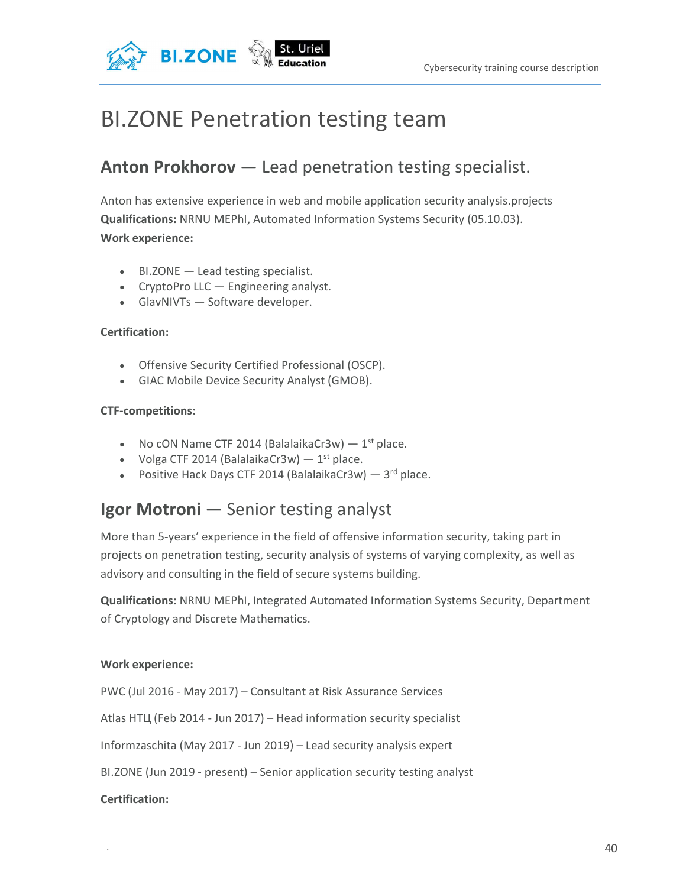# BI.ZONE Penetration testing team

## **Anton Prokhorov** — Lead penetration testing specialist.

Anton has extensive experience in web and mobile application security analysis.projects
**Qualifications:** NRNU MEPhI, Automated Information Systems Security (05.10.03).
**Work experience:**

- BI.ZONE — Lead testing specialist.
- CryptoPro LLC — Engineering analyst.
- GlavNIVTs — Software developer.

**Certification:**

- Offensive Security Certified Professional (OSCP).
- GIAC Mobile Device Security Analyst (GMOB).

**CTF-competitions:**

- No cON Name CTF 2014 (BalalaikaCr3w) — 1st place.
- Volga CTF 2014 (BalalaikaCr3w) — 1st place.
- Positive Hack Days CTF 2014 (BalalaikaCr3w) — 3rd place.

## **Igor Motroni** — Senior testing analyst

More than 5-years' experience in the field of offensive information security, taking part in projects on penetration testing, security analysis of systems of varying complexity, as well as advisory and consulting in the field of secure systems building.

**Qualifications:** NRNU MEPhI, Integrated Automated Information Systems Security, Department of Cryptology and Discrete Mathematics.

**Work experience:**

PWC (Jul 2016 - May 2017) – Consultant at Risk Assurance Services

Atlas НТЦ (Feb 2014 - Jun 2017) – Head information security specialist

Informzaschita (May 2017 - Jun 2019) – Lead security analysis expert

BI.ZONE (Jun 2019 - present) – Senior application security testing analyst

**Certification:**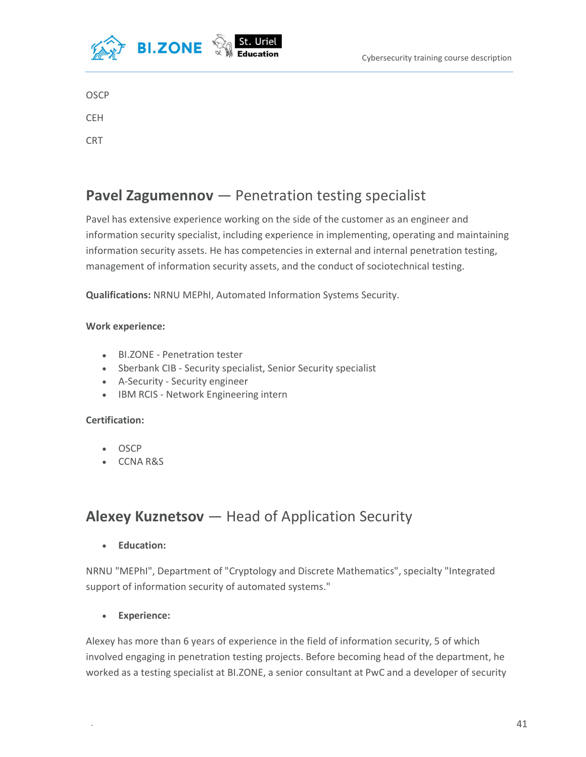OSCP

CEH

CRT

## **Pavel Zagumennov** — Penetration testing specialist

Pavel has extensive experience working on the side of the customer as an engineer and information security specialist, including experience in implementing, operating and maintaining information security assets. He has competencies in external and internal penetration testing, management of information security assets, and the conduct of sociotechnical testing.

**Qualifications:** NRNU MEPhI, Automated Information Systems Security.

**Work experience:**

- BI.ZONE - Penetration tester
- Sberbank CIB - Security specialist, Senior Security specialist
- A-Security - Security engineer
- IBM RCIS - Network Engineering intern

**Certification:**

- OSCP
- CCNA R&S

## **Alexey Kuznetsov** — Head of Application Security

- **Education:**

NRNU "MEPhI", Department of "Cryptology and Discrete Mathematics", specialty "Integrated support of information security of automated systems."

- **Experience:**

Alexey has more than 6 years of experience in the field of information security, 5 of which involved engaging in penetration testing projects. Before becoming head of the department, he worked as a testing specialist at BI.ZONE, a senior consultant at PwC and a developer of security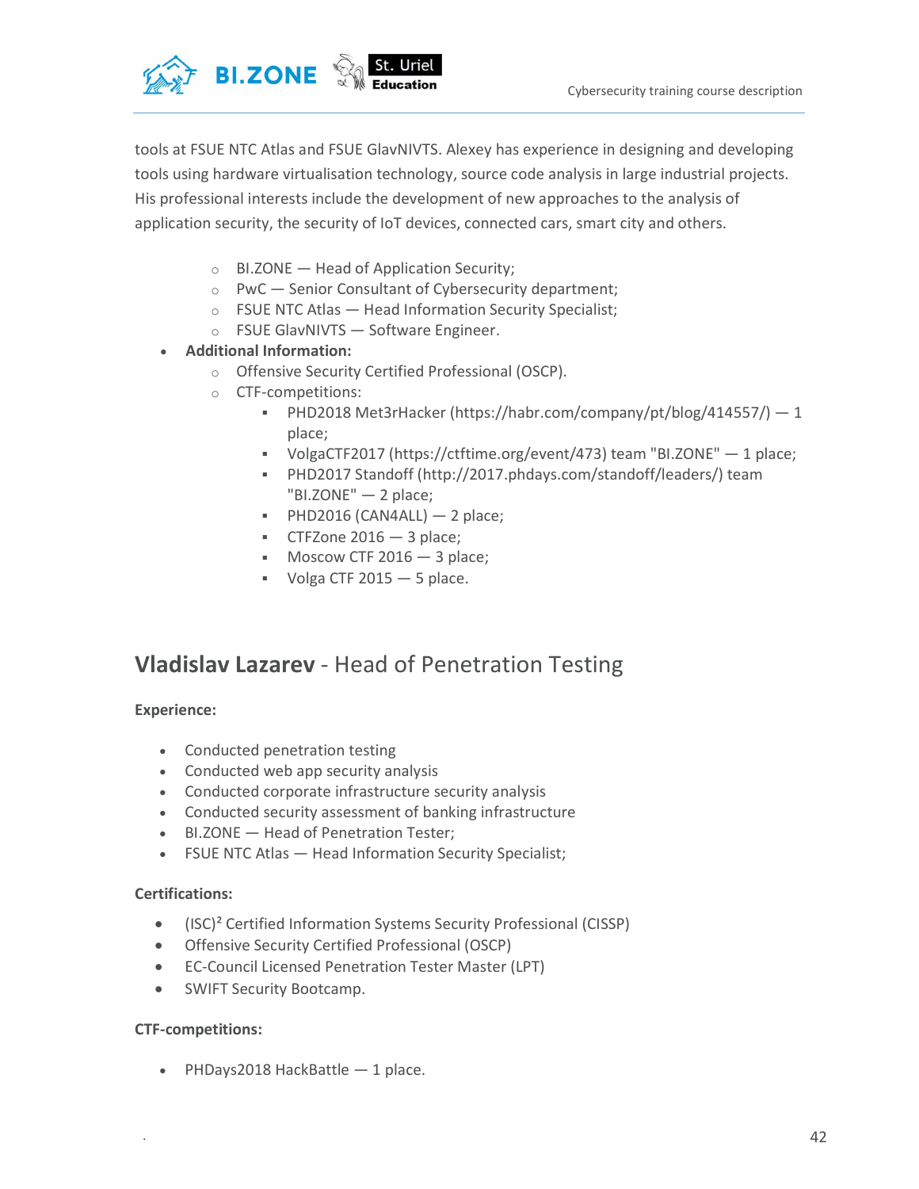tools at FSUE NTC Atlas and FSUE GlavNIVTS. Alexey has experience in designing and developing tools using hardware virtualisation technology, source code analysis in large industrial projects. His professional interests include the development of new approaches to the analysis of application security, the security of IoT devices, connected cars, smart city and others.

  - BI.ZONE — Head of Application Security;
  - PwC — Senior Consultant of Cybersecurity department;
  - FSUE NTC Atlas — Head Information Security Specialist;
  - FSUE GlavNIVTS — Software Engineer.
- **Additional Information:**
  - Offensive Security Certified Professional (OSCP).
  - CTF-competitions:
    - PHD2018 Met3rHacker (https://habr.com/company/pt/blog/414557/) — 1 place;
    - VolgaCTF2017 (https://ctftime.org/event/473) team "BI.ZONE" — 1 place;
    - PHD2017 Standoff (http://2017.phdays.com/standoff/leaders/) team "BI.ZONE" — 2 place;
    - PHD2016 (CAN4ALL) — 2 place;
    - CTFZone 2016 — 3 place;
    - Moscow CTF 2016 — 3 place;
    - Volga CTF 2015 — 5 place.

## **Vladislav Lazarev** - Head of Penetration Testing

**Experience:**

- Conducted penetration testing
- Conducted web app security analysis
- Conducted corporate infrastructure security analysis
- Conducted security assessment of banking infrastructure
- BI.ZONE — Head of Penetration Tester;
- FSUE NTC Atlas — Head Information Security Specialist;

**Certifications:**

- (ISC)² Certified Information Systems Security Professional (CISSP)
- Offensive Security Certified Professional (OSCP)
- EC-Council Licensed Penetration Tester Master (LPT)
- SWIFT Security Bootcamp.

**CTF-competitions:**

- PHDays2018 HackBattle — 1 place.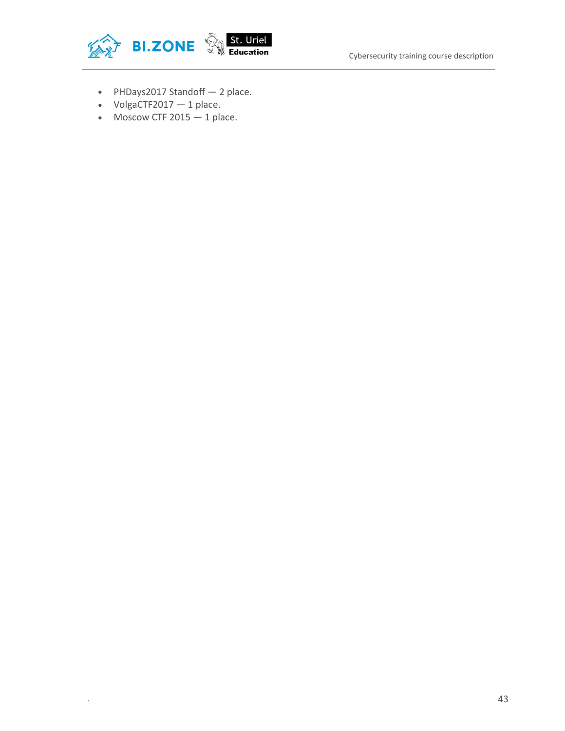- PHDays2017 Standoff — 2 place.
- VolgaCTF2017 — 1 place.
- Moscow CTF 2015 — 1 place.